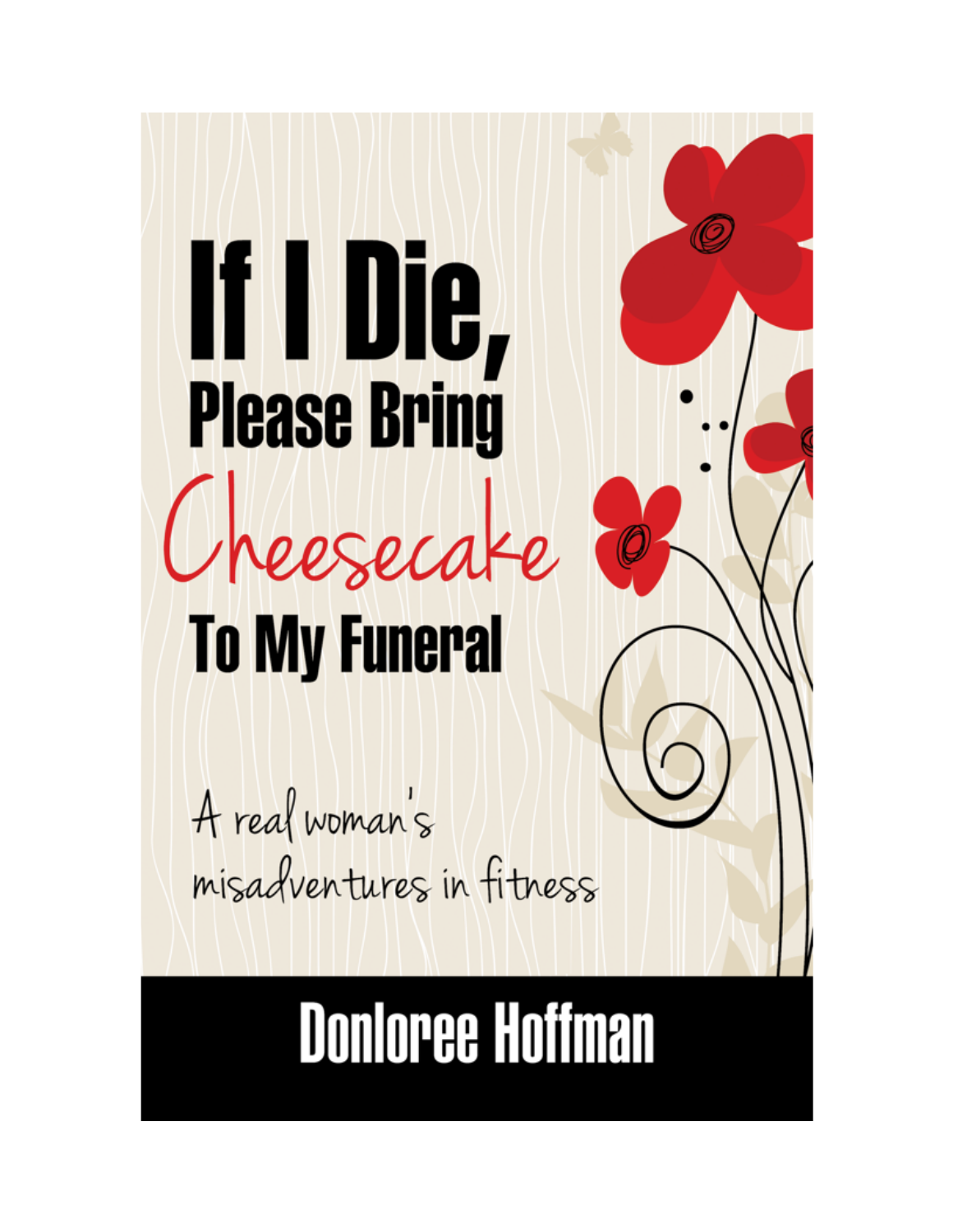# If I Die, Please Bring Cheesecake To My Funeral

*A real woman's misadventures in fitness*

**Donloree Hoffman**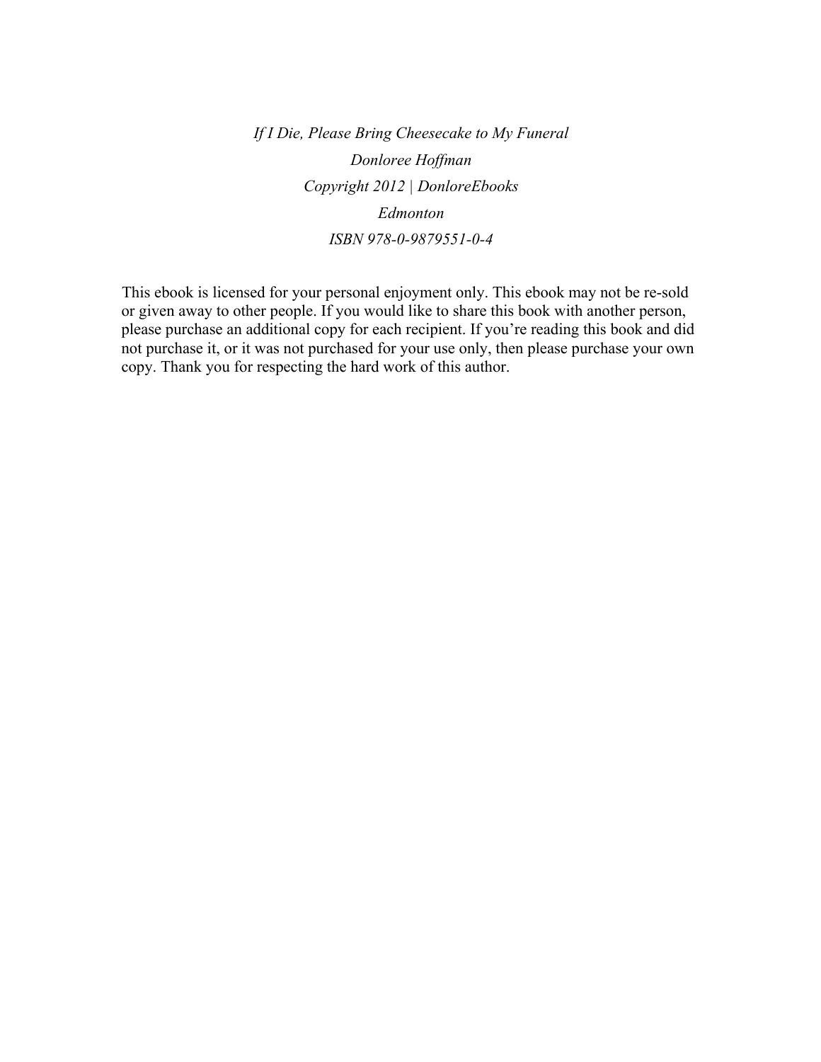*If I Die, Please Bring Cheesecake to My Funeral*

*Donloree Hoffman*

*Copyright 2012 | DonloreEbooks*

*Edmonton*

*ISBN 978-0-9879551-0-4*

This ebook is licensed for your personal enjoyment only. This ebook may not be re-sold or given away to other people. If you would like to share this book with another person, please purchase an additional copy for each recipient. If you're reading this book and did not purchase it, or it was not purchased for your use only, then please purchase your own copy. Thank you for respecting the hard work of this author.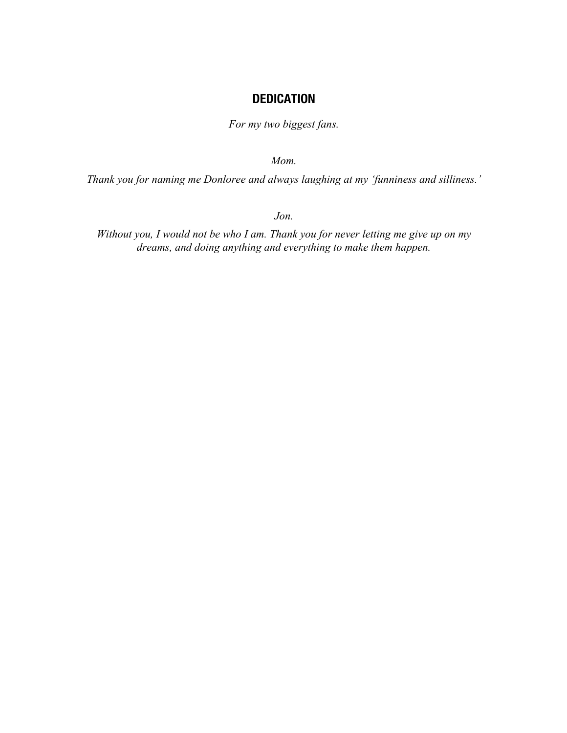## DEDICATION

*For my two biggest fans.*

*Mom.*

*Thank you for naming me Donloree and always laughing at my 'funniness and silliness.'*

*Jon.*

*Without you, I would not be who I am. Thank you for never letting me give up on my dreams, and doing anything and everything to make them happen.*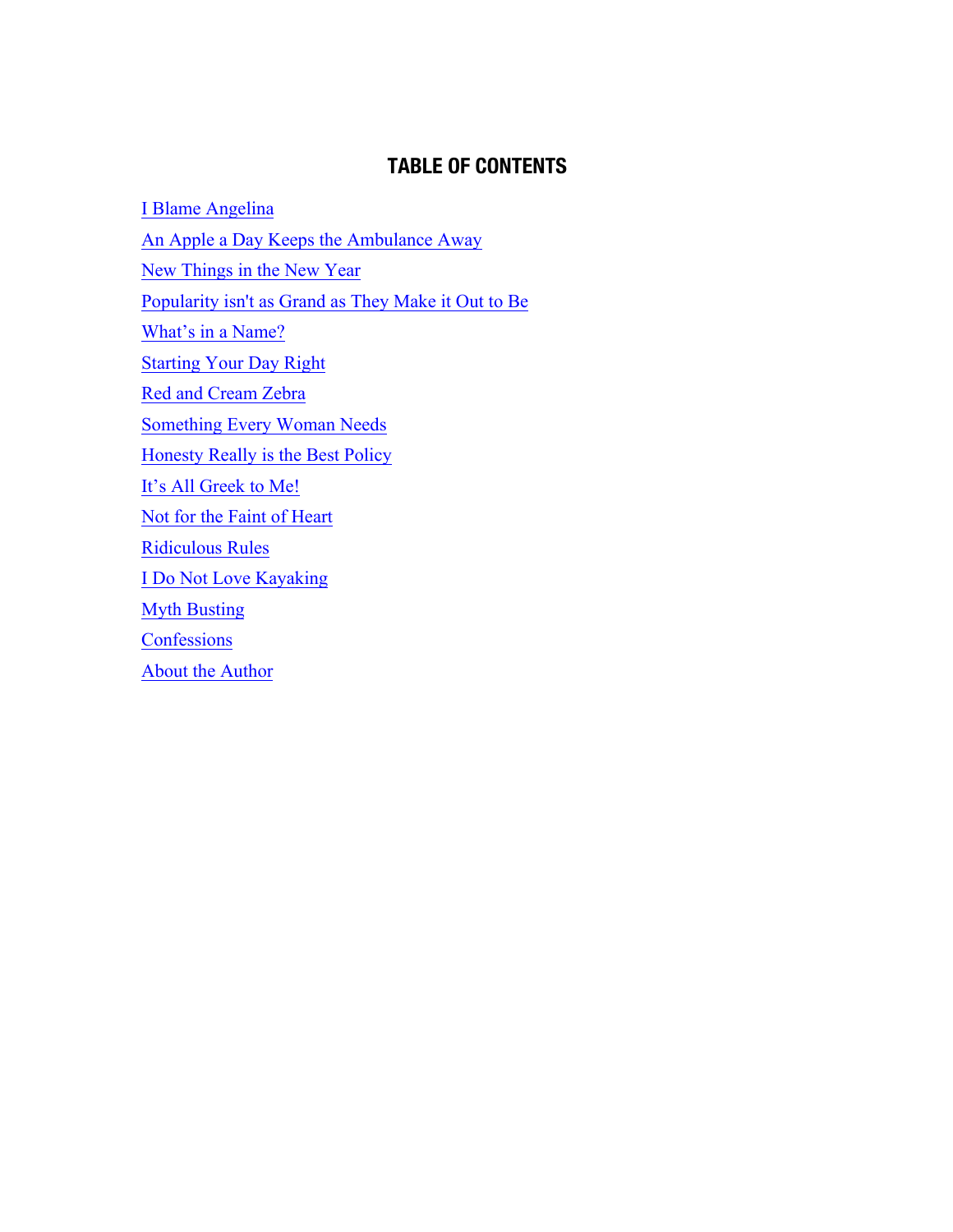# TABLE OF CONTENTS

I Blame Angelina

An Apple a Day Keeps the Ambulance Away

New Things in the New Year

Popularity isn't as Grand as They Make it Out to Be

What's in a Name?

Starting Your Day Right

Red and Cream Zebra

Something Every Woman Needs

Honesty Really is the Best Policy

It's All Greek to Me!

Not for the Faint of Heart

Ridiculous Rules

I Do Not Love Kayaking

Myth Busting

Confessions

About the Author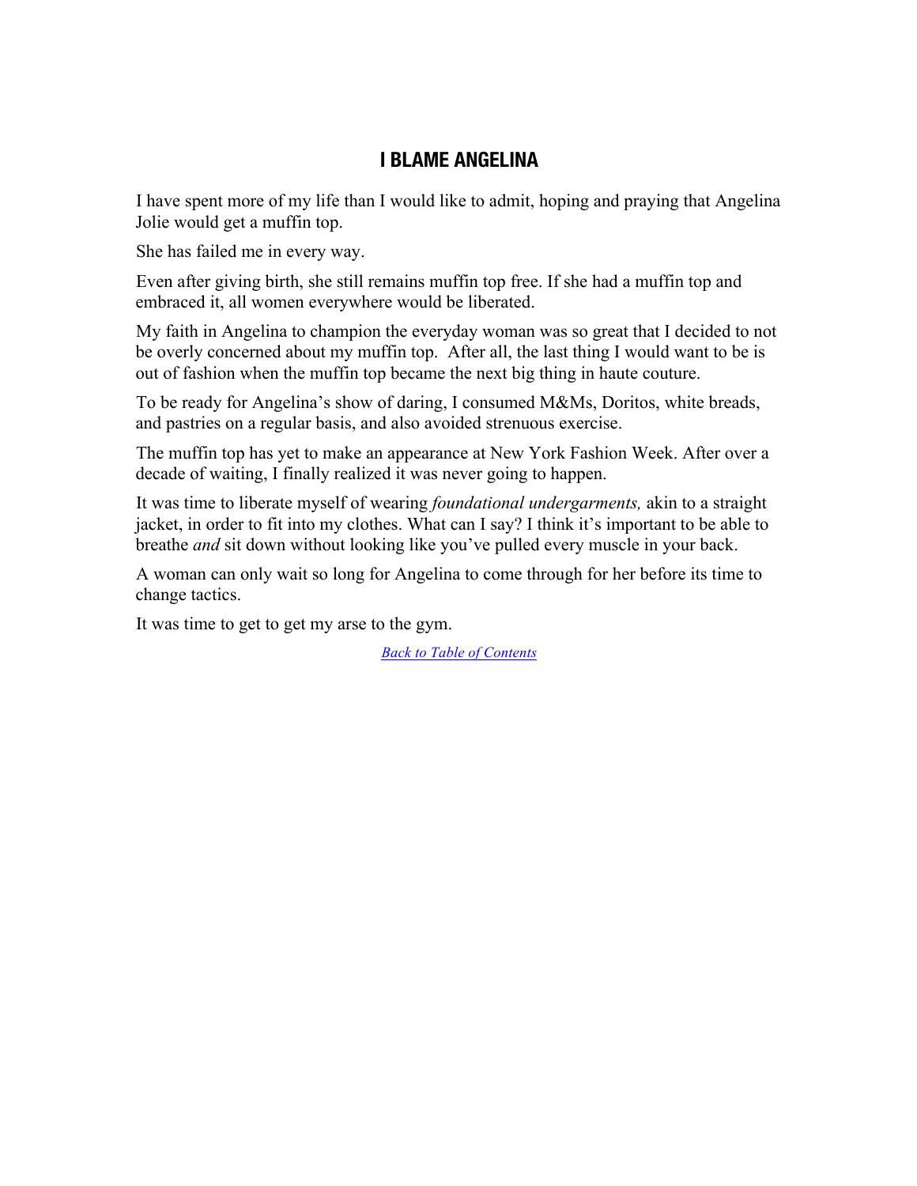## I BLAME ANGELINA

I have spent more of my life than I would like to admit, hoping and praying that Angelina Jolie would get a muffin top.

She has failed me in every way.

Even after giving birth, she still remains muffin top free. If she had a muffin top and embraced it, all women everywhere would be liberated.

My faith in Angelina to champion the everyday woman was so great that I decided to not be overly concerned about my muffin top. After all, the last thing I would want to be is out of fashion when the muffin top became the next big thing in haute couture.

To be ready for Angelina's show of daring, I consumed M&Ms, Doritos, white breads, and pastries on a regular basis, and also avoided strenuous exercise.

The muffin top has yet to make an appearance at New York Fashion Week. After over a decade of waiting, I finally realized it was never going to happen.

It was time to liberate myself of wearing *foundational undergarments,* akin to a straight jacket, in order to fit into my clothes. What can I say? I think it's important to be able to breathe *and* sit down without looking like you've pulled every muscle in your back.

A woman can only wait so long for Angelina to come through for her before its time to change tactics.

It was time to get to get my arse to the gym.

Back to Table of Contents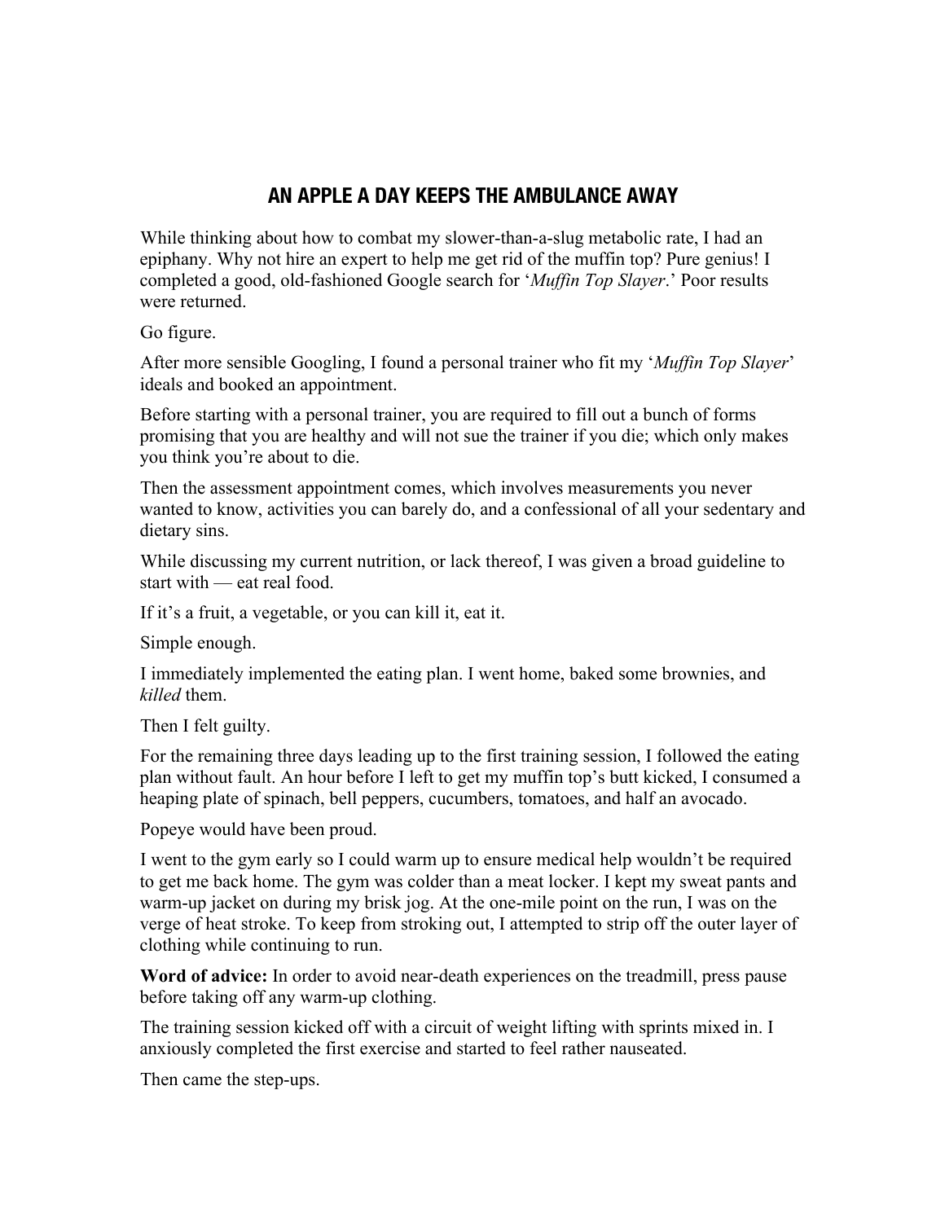# AN APPLE A DAY KEEPS THE AMBULANCE AWAY

While thinking about how to combat my slower-than-a-slug metabolic rate, I had an epiphany. Why not hire an expert to help me get rid of the muffin top? Pure genius! I completed a good, old-fashioned Google search for '*Muffin Top Slayer*.' Poor results were returned.

Go figure.

After more sensible Googling, I found a personal trainer who fit my '*Muffin Top Slayer*' ideals and booked an appointment.

Before starting with a personal trainer, you are required to fill out a bunch of forms promising that you are healthy and will not sue the trainer if you die; which only makes you think you're about to die.

Then the assessment appointment comes, which involves measurements you never wanted to know, activities you can barely do, and a confessional of all your sedentary and dietary sins.

While discussing my current nutrition, or lack thereof, I was given a broad guideline to start with — eat real food.

If it's a fruit, a vegetable, or you can kill it, eat it.

Simple enough.

I immediately implemented the eating plan. I went home, baked some brownies, and *killed* them.

Then I felt guilty.

For the remaining three days leading up to the first training session, I followed the eating plan without fault. An hour before I left to get my muffin top's butt kicked, I consumed a heaping plate of spinach, bell peppers, cucumbers, tomatoes, and half an avocado.

Popeye would have been proud.

I went to the gym early so I could warm up to ensure medical help wouldn't be required to get me back home. The gym was colder than a meat locker. I kept my sweat pants and warm-up jacket on during my brisk jog. At the one-mile point on the run, I was on the verge of heat stroke. To keep from stroking out, I attempted to strip off the outer layer of clothing while continuing to run.

**Word of advice:** In order to avoid near-death experiences on the treadmill, press pause before taking off any warm-up clothing.

The training session kicked off with a circuit of weight lifting with sprints mixed in. I anxiously completed the first exercise and started to feel rather nauseated.

Then came the step-ups.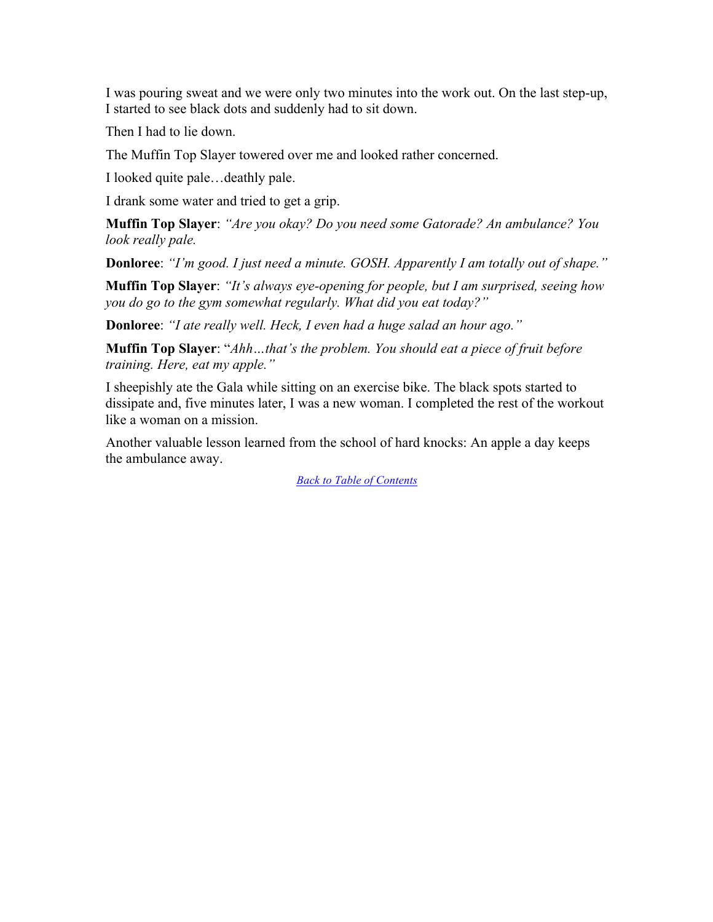I was pouring sweat and we were only two minutes into the work out. On the last step-up, I started to see black dots and suddenly had to sit down.

Then I had to lie down.

The Muffin Top Slayer towered over me and looked rather concerned.

I looked quite pale…deathly pale.

I drank some water and tried to get a grip.

**Muffin Top Slayer**: *"Are you okay? Do you need some Gatorade? An ambulance? You look really pale.*

**Donloree**: *"I'm good. I just need a minute. GOSH. Apparently I am totally out of shape."*

**Muffin Top Slayer**: *"It's always eye-opening for people, but I am surprised, seeing how you do go to the gym somewhat regularly. What did you eat today?"*

**Donloree**: *"I ate really well. Heck, I even had a huge salad an hour ago."*

**Muffin Top Slayer**: "*Ahh…that's the problem. You should eat a piece of fruit before training. Here, eat my apple."*

I sheepishly ate the Gala while sitting on an exercise bike. The black spots started to dissipate and, five minutes later, I was a new woman. I completed the rest of the workout like a woman on a mission.

Another valuable lesson learned from the school of hard knocks: An apple a day keeps the ambulance away.

*Back to Table of Contents*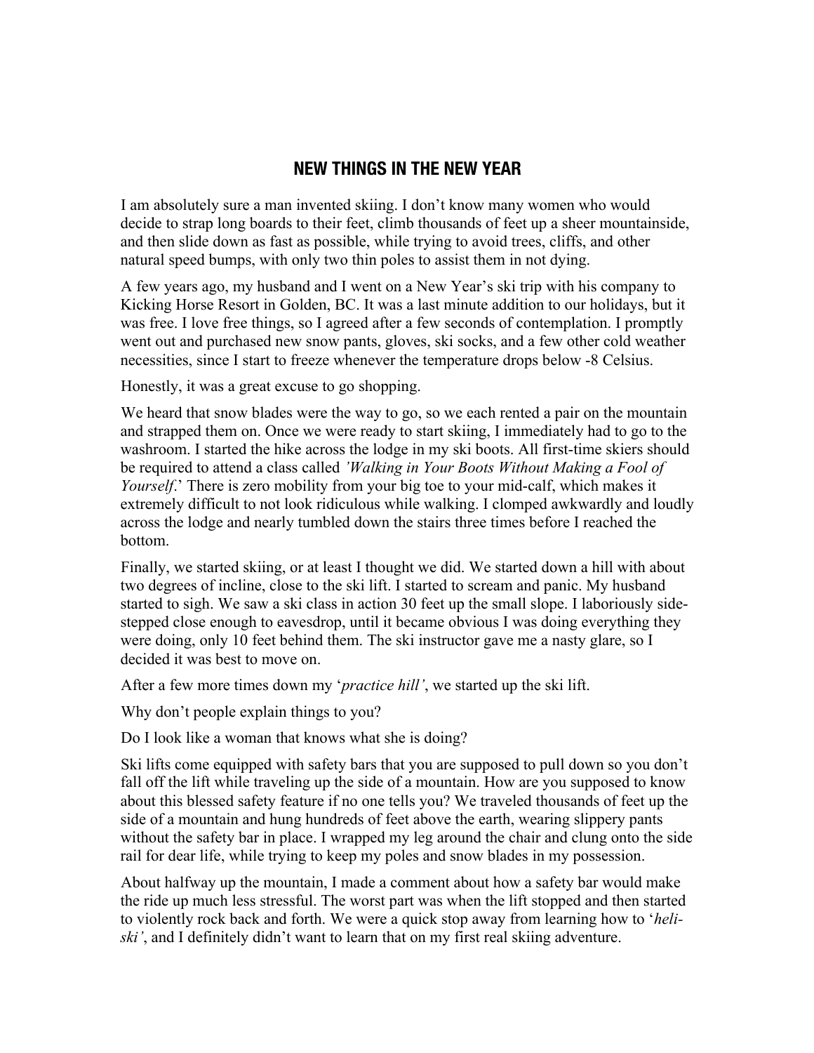## NEW THINGS IN THE NEW YEAR

I am absolutely sure a man invented skiing. I don't know many women who would decide to strap long boards to their feet, climb thousands of feet up a sheer mountainside, and then slide down as fast as possible, while trying to avoid trees, cliffs, and other natural speed bumps, with only two thin poles to assist them in not dying.

A few years ago, my husband and I went on a New Year's ski trip with his company to Kicking Horse Resort in Golden, BC. It was a last minute addition to our holidays, but it was free. I love free things, so I agreed after a few seconds of contemplation. I promptly went out and purchased new snow pants, gloves, ski socks, and a few other cold weather necessities, since I start to freeze whenever the temperature drops below -8 Celsius.

Honestly, it was a great excuse to go shopping.

We heard that snow blades were the way to go, so we each rented a pair on the mountain and strapped them on. Once we were ready to start skiing, I immediately had to go to the washroom. I started the hike across the lodge in my ski boots. All first-time skiers should be required to attend a class called *'Walking in Your Boots Without Making a Fool of Yourself*.' There is zero mobility from your big toe to your mid-calf, which makes it extremely difficult to not look ridiculous while walking. I clomped awkwardly and loudly across the lodge and nearly tumbled down the stairs three times before I reached the bottom.

Finally, we started skiing, or at least I thought we did. We started down a hill with about two degrees of incline, close to the ski lift. I started to scream and panic. My husband started to sigh. We saw a ski class in action 30 feet up the small slope. I laboriously side-stepped close enough to eavesdrop, until it became obvious I was doing everything they were doing, only 10 feet behind them. The ski instructor gave me a nasty glare, so I decided it was best to move on.

After a few more times down my '*practice hill'*, we started up the ski lift.

Why don't people explain things to you?

Do I look like a woman that knows what she is doing?

Ski lifts come equipped with safety bars that you are supposed to pull down so you don't fall off the lift while traveling up the side of a mountain. How are you supposed to know about this blessed safety feature if no one tells you? We traveled thousands of feet up the side of a mountain and hung hundreds of feet above the earth, wearing slippery pants without the safety bar in place. I wrapped my leg around the chair and clung onto the side rail for dear life, while trying to keep my poles and snow blades in my possession.

About halfway up the mountain, I made a comment about how a safety bar would make the ride up much less stressful. The worst part was when the lift stopped and then started to violently rock back and forth. We were a quick stop away from learning how to '*heli-ski'*, and I definitely didn't want to learn that on my first real skiing adventure.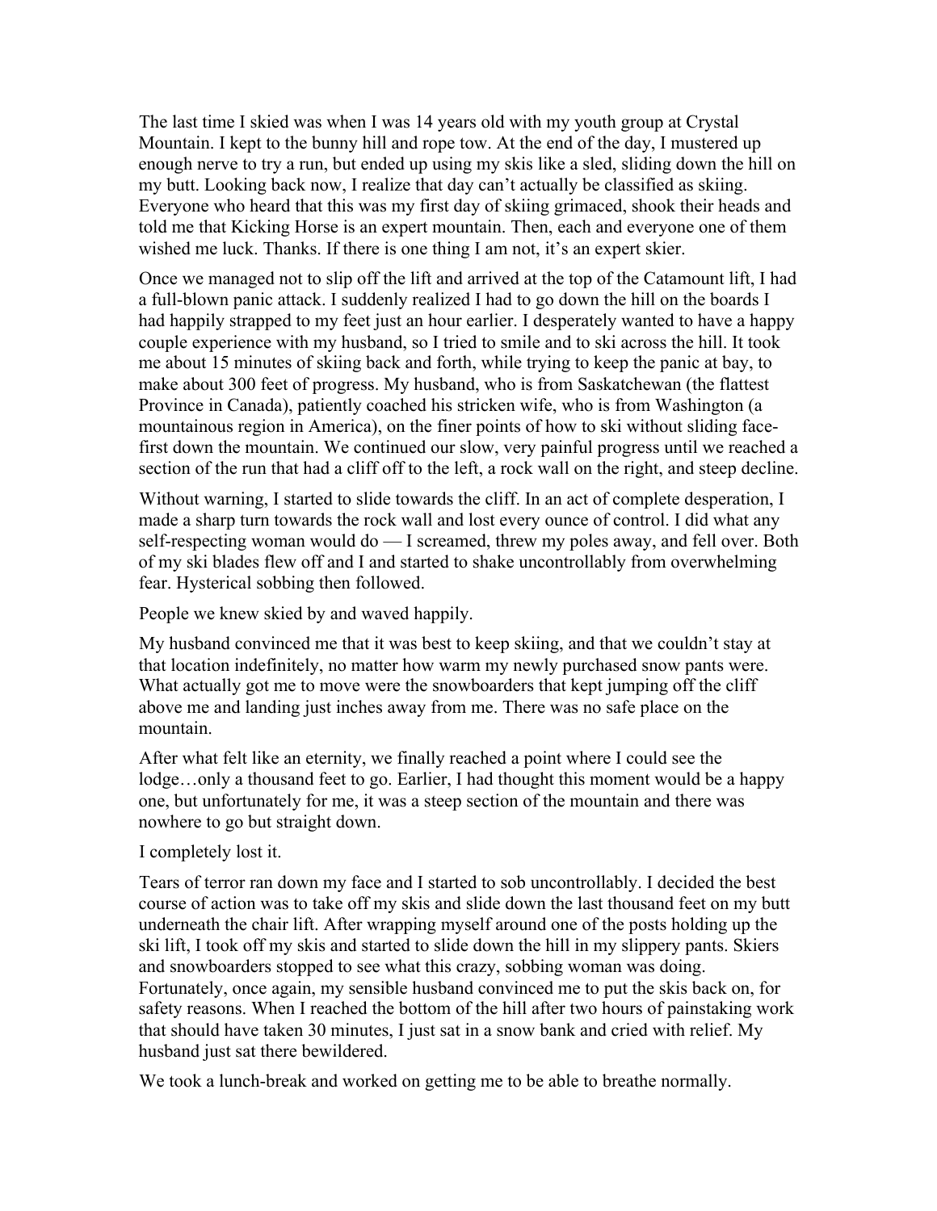The last time I skied was when I was 14 years old with my youth group at Crystal Mountain. I kept to the bunny hill and rope tow. At the end of the day, I mustered up enough nerve to try a run, but ended up using my skis like a sled, sliding down the hill on my butt. Looking back now, I realize that day can't actually be classified as skiing. Everyone who heard that this was my first day of skiing grimaced, shook their heads and told me that Kicking Horse is an expert mountain. Then, each and everyone one of them wished me luck. Thanks. If there is one thing I am not, it's an expert skier.

Once we managed not to slip off the lift and arrived at the top of the Catamount lift, I had a full-blown panic attack. I suddenly realized I had to go down the hill on the boards I had happily strapped to my feet just an hour earlier. I desperately wanted to have a happy couple experience with my husband, so I tried to smile and to ski across the hill. It took me about 15 minutes of skiing back and forth, while trying to keep the panic at bay, to make about 300 feet of progress. My husband, who is from Saskatchewan (the flattest Province in Canada), patiently coached his stricken wife, who is from Washington (a mountainous region in America), on the finer points of how to ski without sliding face-first down the mountain. We continued our slow, very painful progress until we reached a section of the run that had a cliff off to the left, a rock wall on the right, and steep decline.

Without warning, I started to slide towards the cliff. In an act of complete desperation, I made a sharp turn towards the rock wall and lost every ounce of control. I did what any self-respecting woman would do — I screamed, threw my poles away, and fell over. Both of my ski blades flew off and I and started to shake uncontrollably from overwhelming fear. Hysterical sobbing then followed.

People we knew skied by and waved happily.

My husband convinced me that it was best to keep skiing, and that we couldn't stay at that location indefinitely, no matter how warm my newly purchased snow pants were. What actually got me to move were the snowboarders that kept jumping off the cliff above me and landing just inches away from me. There was no safe place on the mountain.

After what felt like an eternity, we finally reached a point where I could see the lodge…only a thousand feet to go. Earlier, I had thought this moment would be a happy one, but unfortunately for me, it was a steep section of the mountain and there was nowhere to go but straight down.

I completely lost it.

Tears of terror ran down my face and I started to sob uncontrollably. I decided the best course of action was to take off my skis and slide down the last thousand feet on my butt underneath the chair lift. After wrapping myself around one of the posts holding up the ski lift, I took off my skis and started to slide down the hill in my slippery pants. Skiers and snowboarders stopped to see what this crazy, sobbing woman was doing. Fortunately, once again, my sensible husband convinced me to put the skis back on, for safety reasons. When I reached the bottom of the hill after two hours of painstaking work that should have taken 30 minutes, I just sat in a snow bank and cried with relief. My husband just sat there bewildered.

We took a lunch-break and worked on getting me to be able to breathe normally.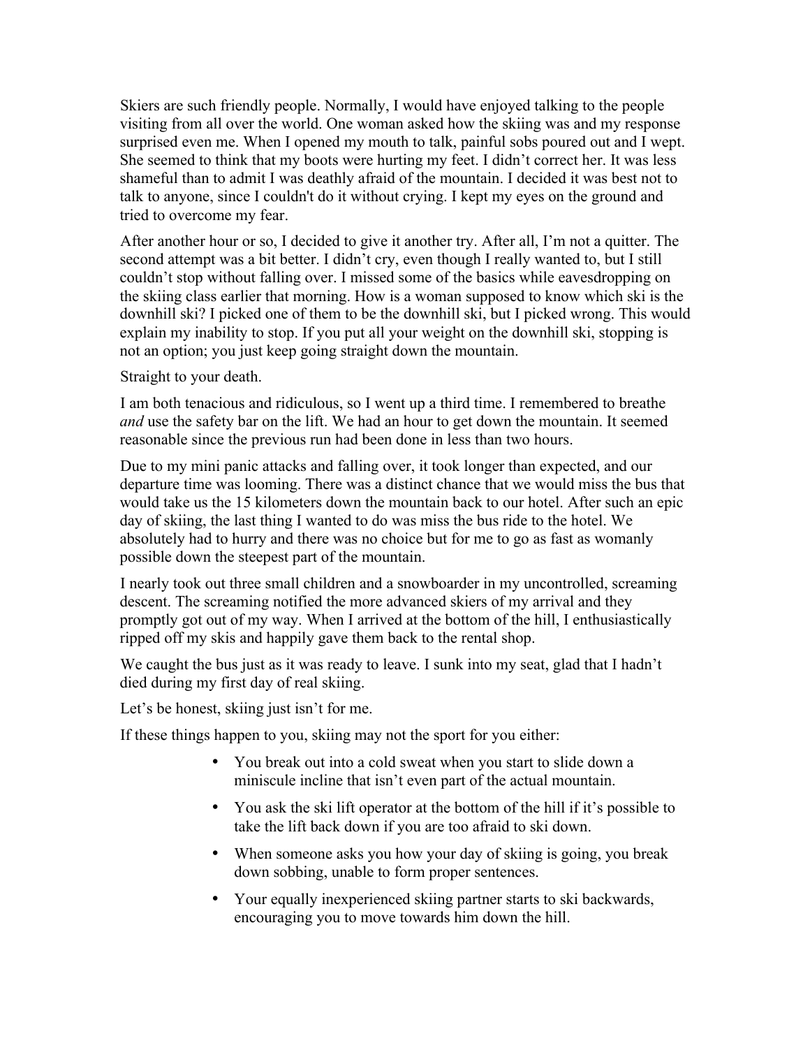Skiers are such friendly people. Normally, I would have enjoyed talking to the people visiting from all over the world. One woman asked how the skiing was and my response surprised even me. When I opened my mouth to talk, painful sobs poured out and I wept. She seemed to think that my boots were hurting my feet. I didn't correct her. It was less shameful than to admit I was deathly afraid of the mountain. I decided it was best not to talk to anyone, since I couldn't do it without crying. I kept my eyes on the ground and tried to overcome my fear.

After another hour or so, I decided to give it another try. After all, I'm not a quitter. The second attempt was a bit better. I didn't cry, even though I really wanted to, but I still couldn't stop without falling over. I missed some of the basics while eavesdropping on the skiing class earlier that morning. How is a woman supposed to know which ski is the downhill ski? I picked one of them to be the downhill ski, but I picked wrong. This would explain my inability to stop. If you put all your weight on the downhill ski, stopping is not an option; you just keep going straight down the mountain.

Straight to your death.

I am both tenacious and ridiculous, so I went up a third time. I remembered to breathe *and* use the safety bar on the lift. We had an hour to get down the mountain. It seemed reasonable since the previous run had been done in less than two hours.

Due to my mini panic attacks and falling over, it took longer than expected, and our departure time was looming. There was a distinct chance that we would miss the bus that would take us the 15 kilometers down the mountain back to our hotel. After such an epic day of skiing, the last thing I wanted to do was miss the bus ride to the hotel. We absolutely had to hurry and there was no choice but for me to go as fast as womanly possible down the steepest part of the mountain.

I nearly took out three small children and a snowboarder in my uncontrolled, screaming descent. The screaming notified the more advanced skiers of my arrival and they promptly got out of my way. When I arrived at the bottom of the hill, I enthusiastically ripped off my skis and happily gave them back to the rental shop.

We caught the bus just as it was ready to leave. I sunk into my seat, glad that I hadn't died during my first day of real skiing.

Let's be honest, skiing just isn't for me.

If these things happen to you, skiing may not the sport for you either:

- You break out into a cold sweat when you start to slide down a miniscule incline that isn't even part of the actual mountain.
- You ask the ski lift operator at the bottom of the hill if it's possible to take the lift back down if you are too afraid to ski down.
- When someone asks you how your day of skiing is going, you break down sobbing, unable to form proper sentences.
- Your equally inexperienced skiing partner starts to ski backwards, encouraging you to move towards him down the hill.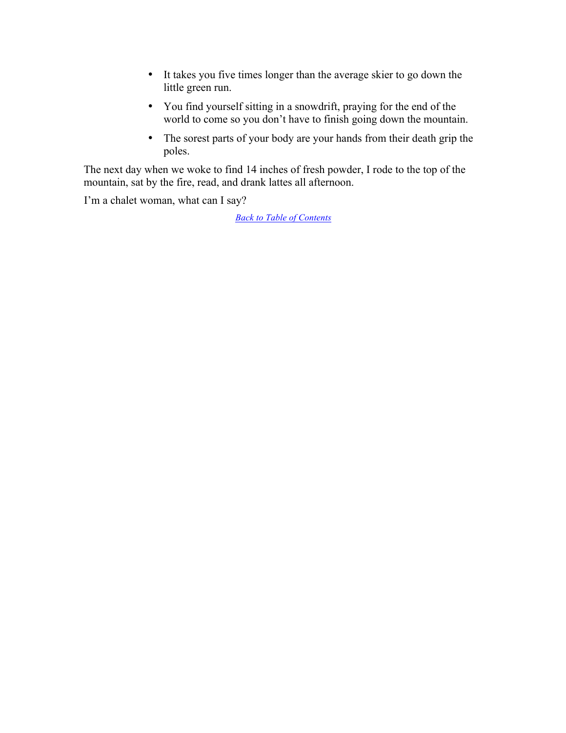- It takes you five times longer than the average skier to go down the little green run.
- You find yourself sitting in a snowdrift, praying for the end of the world to come so you don't have to finish going down the mountain.
- The sorest parts of your body are your hands from their death grip the poles.

The next day when we woke to find 14 inches of fresh powder, I rode to the top of the mountain, sat by the fire, read, and drank lattes all afternoon.

I'm a chalet woman, what can I say?

*Back to Table of Contents*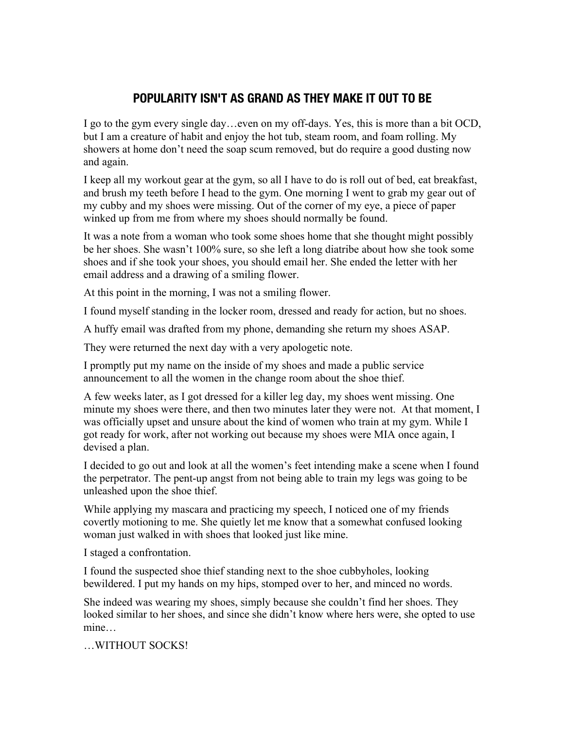# POPULARITY ISN'T AS GRAND AS THEY MAKE IT OUT TO BE

I go to the gym every single day…even on my off-days. Yes, this is more than a bit OCD, but I am a creature of habit and enjoy the hot tub, steam room, and foam rolling. My showers at home don't need the soap scum removed, but do require a good dusting now and again.

I keep all my workout gear at the gym, so all I have to do is roll out of bed, eat breakfast, and brush my teeth before I head to the gym. One morning I went to grab my gear out of my cubby and my shoes were missing. Out of the corner of my eye, a piece of paper winked up from me from where my shoes should normally be found.

It was a note from a woman who took some shoes home that she thought might possibly be her shoes. She wasn't 100% sure, so she left a long diatribe about how she took some shoes and if she took your shoes, you should email her. She ended the letter with her email address and a drawing of a smiling flower.

At this point in the morning, I was not a smiling flower.

I found myself standing in the locker room, dressed and ready for action, but no shoes.

A huffy email was drafted from my phone, demanding she return my shoes ASAP.

They were returned the next day with a very apologetic note.

I promptly put my name on the inside of my shoes and made a public service announcement to all the women in the change room about the shoe thief.

A few weeks later, as I got dressed for a killer leg day, my shoes went missing. One minute my shoes were there, and then two minutes later they were not. At that moment, I was officially upset and unsure about the kind of women who train at my gym. While I got ready for work, after not working out because my shoes were MIA once again, I devised a plan.

I decided to go out and look at all the women's feet intending make a scene when I found the perpetrator. The pent-up angst from not being able to train my legs was going to be unleashed upon the shoe thief.

While applying my mascara and practicing my speech, I noticed one of my friends covertly motioning to me. She quietly let me know that a somewhat confused looking woman just walked in with shoes that looked just like mine.

I staged a confrontation.

I found the suspected shoe thief standing next to the shoe cubbyholes, looking bewildered. I put my hands on my hips, stomped over to her, and minced no words.

She indeed was wearing my shoes, simply because she couldn't find her shoes. They looked similar to her shoes, and since she didn't know where hers were, she opted to use mine…

…WITHOUT SOCKS!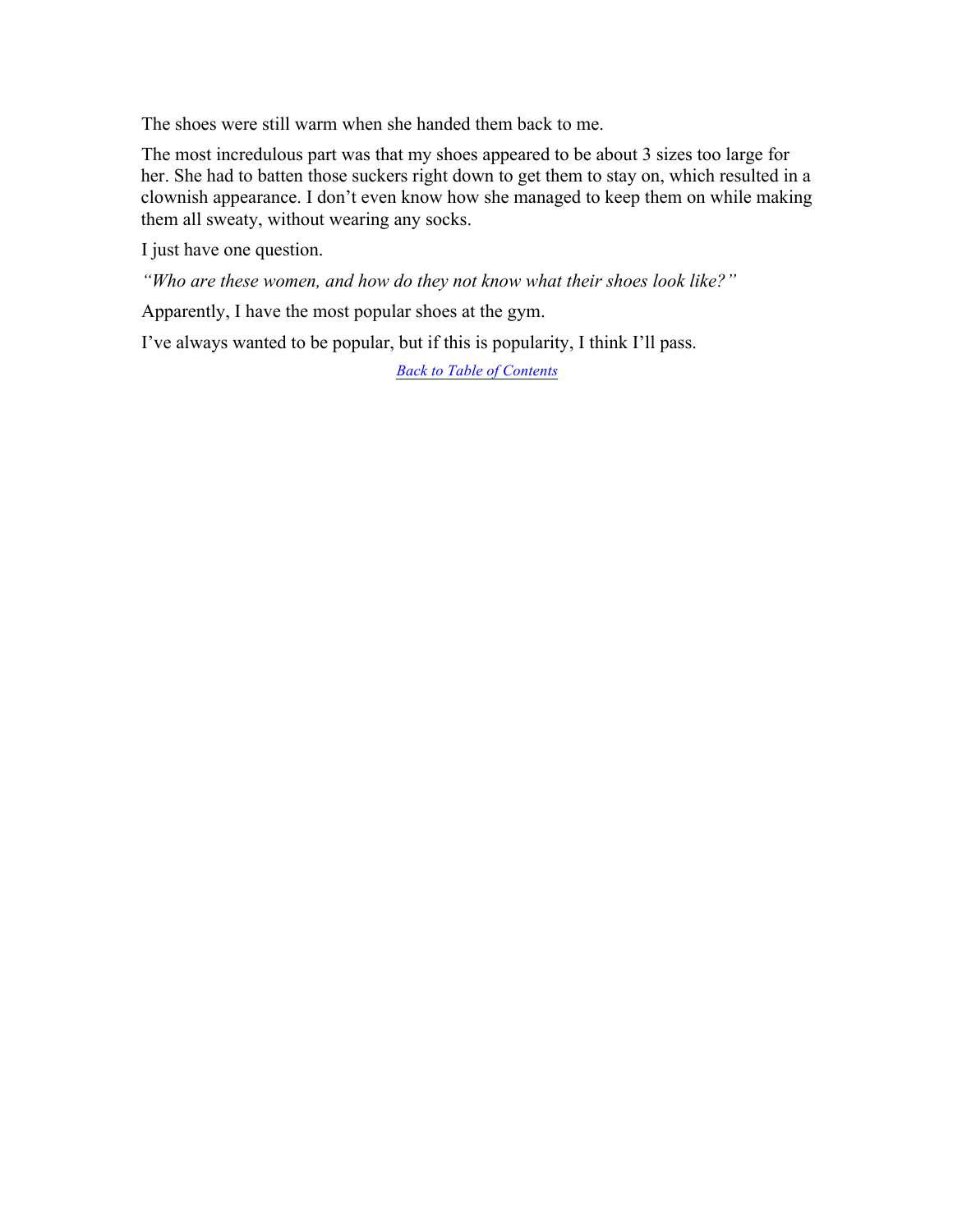The shoes were still warm when she handed them back to me.

The most incredulous part was that my shoes appeared to be about 3 sizes too large for her. She had to batten those suckers right down to get them to stay on, which resulted in a clownish appearance. I don't even know how she managed to keep them on while making them all sweaty, without wearing any socks.

I just have one question.

*"Who are these women, and how do they not know what their shoes look like?"*

Apparently, I have the most popular shoes at the gym.

I've always wanted to be popular, but if this is popularity, I think I'll pass.

*Back to Table of Contents*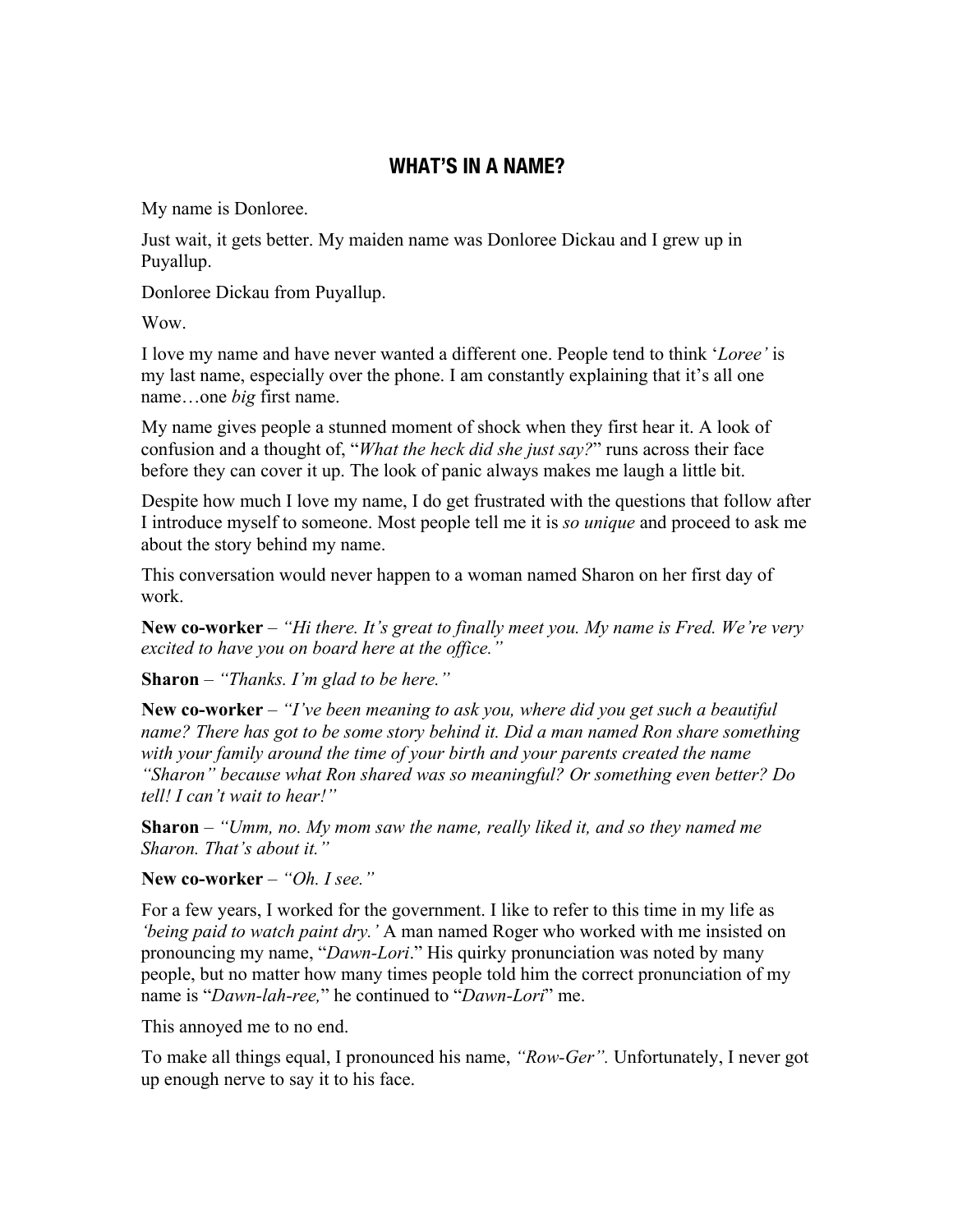## WHAT'S IN A NAME?

My name is Donloree.

Just wait, it gets better. My maiden name was Donloree Dickau and I grew up in Puyallup.

Donloree Dickau from Puyallup.

Wow.

I love my name and have never wanted a different one. People tend to think '*Loree*' is my last name, especially over the phone. I am constantly explaining that it's all one name…one *big* first name.

My name gives people a stunned moment of shock when they first hear it. A look of confusion and a thought of, "*What the heck did she just say?*" runs across their face before they can cover it up. The look of panic always makes me laugh a little bit.

Despite how much I love my name, I do get frustrated with the questions that follow after I introduce myself to someone. Most people tell me it is *so unique* and proceed to ask me about the story behind my name.

This conversation would never happen to a woman named Sharon on her first day of work.

**New co-worker** – *"Hi there. It's great to finally meet you. My name is Fred. We're very excited to have you on board here at the office."*

**Sharon** – *"Thanks. I'm glad to be here."*

**New co-worker** – *"I've been meaning to ask you, where did you get such a beautiful name? There has got to be some story behind it. Did a man named Ron share something with your family around the time of your birth and your parents created the name "Sharon" because what Ron shared was so meaningful? Or something even better? Do tell! I can't wait to hear!"*

**Sharon** – *"Umm, no. My mom saw the name, really liked it, and so they named me Sharon. That's about it."*

**New co-worker** – *"Oh. I see."*

For a few years, I worked for the government. I like to refer to this time in my life as *'being paid to watch paint dry.'* A man named Roger who worked with me insisted on pronouncing my name, "*Dawn-Lori*." His quirky pronunciation was noted by many people, but no matter how many times people told him the correct pronunciation of my name is "*Dawn-lah-ree,*" he continued to "*Dawn-Lori*" me.

This annoyed me to no end.

To make all things equal, I pronounced his name, *"Row-Ger".* Unfortunately, I never got up enough nerve to say it to his face.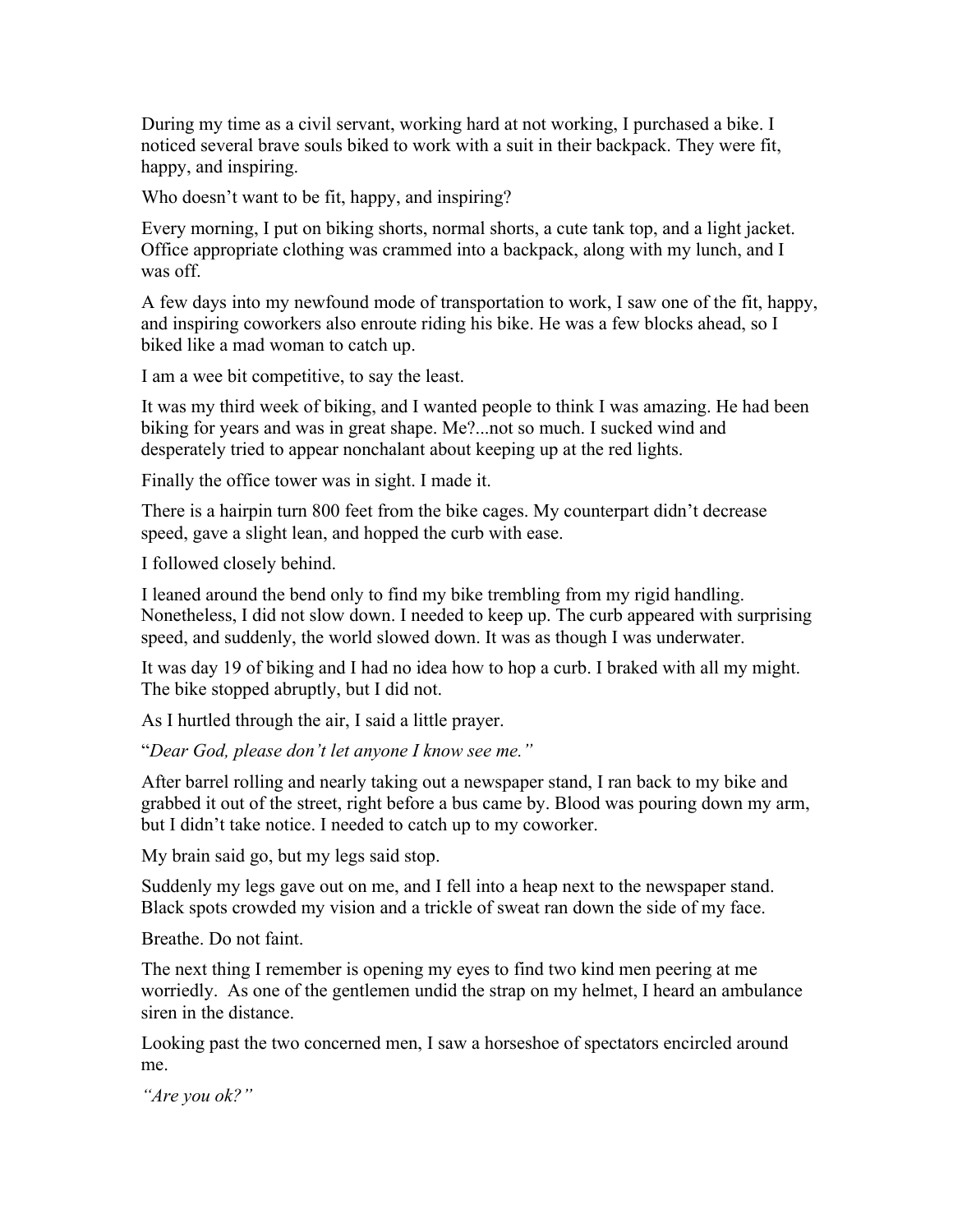During my time as a civil servant, working hard at not working, I purchased a bike. I noticed several brave souls biked to work with a suit in their backpack. They were fit, happy, and inspiring.

Who doesn't want to be fit, happy, and inspiring?

Every morning, I put on biking shorts, normal shorts, a cute tank top, and a light jacket. Office appropriate clothing was crammed into a backpack, along with my lunch, and I was off.

A few days into my newfound mode of transportation to work, I saw one of the fit, happy, and inspiring coworkers also enroute riding his bike. He was a few blocks ahead, so I biked like a mad woman to catch up.

I am a wee bit competitive, to say the least.

It was my third week of biking, and I wanted people to think I was amazing. He had been biking for years and was in great shape. Me?...not so much. I sucked wind and desperately tried to appear nonchalant about keeping up at the red lights.

Finally the office tower was in sight. I made it.

There is a hairpin turn 800 feet from the bike cages. My counterpart didn't decrease speed, gave a slight lean, and hopped the curb with ease.

I followed closely behind.

I leaned around the bend only to find my bike trembling from my rigid handling. Nonetheless, I did not slow down. I needed to keep up. The curb appeared with surprising speed, and suddenly, the world slowed down. It was as though I was underwater.

It was day 19 of biking and I had no idea how to hop a curb. I braked with all my might. The bike stopped abruptly, but I did not.

As I hurtled through the air, I said a little prayer.

"*Dear God, please don't let anyone I know see me.*"

After barrel rolling and nearly taking out a newspaper stand, I ran back to my bike and grabbed it out of the street, right before a bus came by. Blood was pouring down my arm, but I didn't take notice. I needed to catch up to my coworker.

My brain said go, but my legs said stop.

Suddenly my legs gave out on me, and I fell into a heap next to the newspaper stand. Black spots crowded my vision and a trickle of sweat ran down the side of my face.

Breathe. Do not faint.

The next thing I remember is opening my eyes to find two kind men peering at me worriedly. As one of the gentlemen undid the strap on my helmet, I heard an ambulance siren in the distance.

Looking past the two concerned men, I saw a horseshoe of spectators encircled around me.

*"Are you ok?"*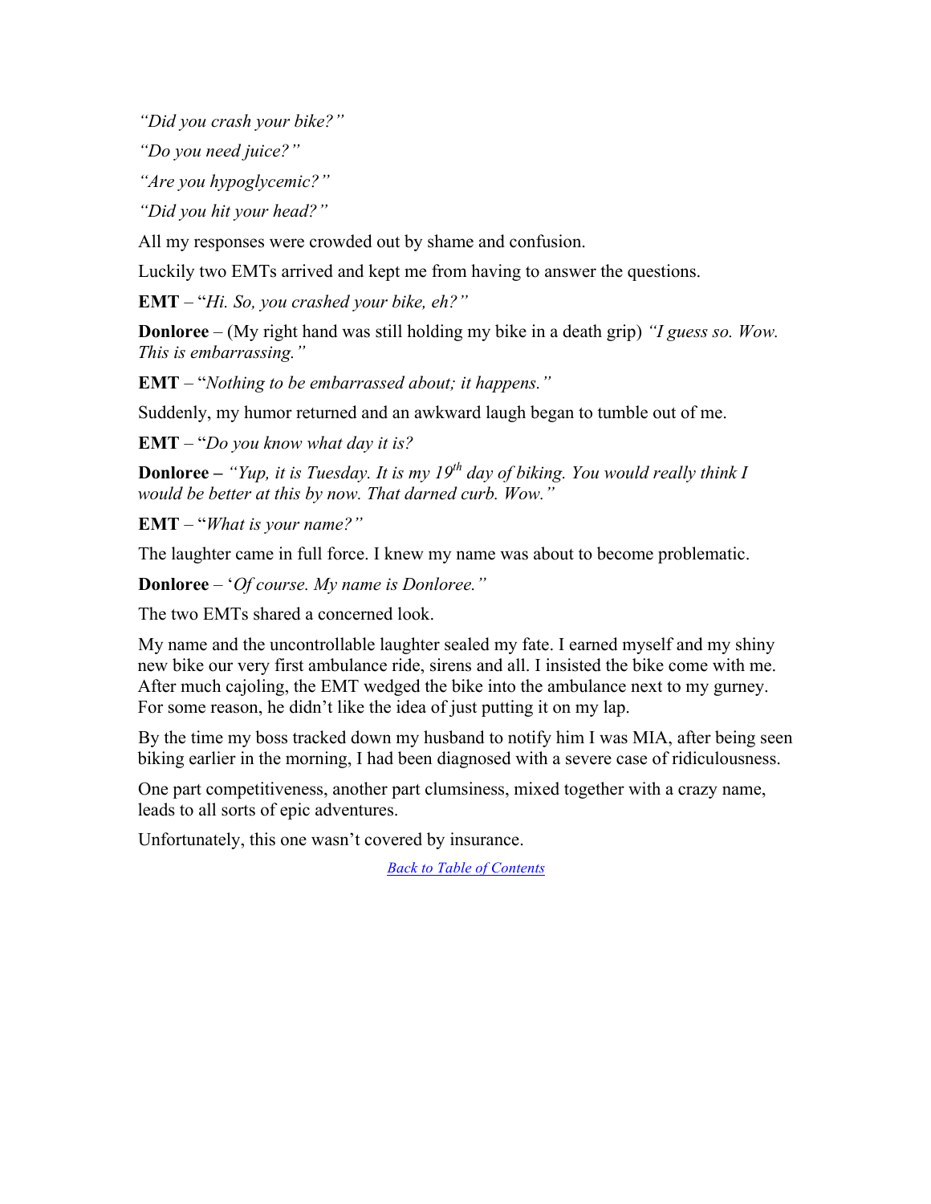*"Did you crash your bike?"*

*"Do you need juice?"*

*"Are you hypoglycemic?"*

*"Did you hit your head?"*

All my responses were crowded out by shame and confusion.

Luckily two EMTs arrived and kept me from having to answer the questions.

**EMT** – "*Hi. So, you crashed your bike, eh?"*

**Donloree** – (My right hand was still holding my bike in a death grip) *"I guess so. Wow. This is embarrassing."*

**EMT** – "*Nothing to be embarrassed about; it happens."*

Suddenly, my humor returned and an awkward laugh began to tumble out of me.

**EMT** – "*Do you know what day it is?*

**Donloree –** *"Yup, it is Tuesday. It is my 19th day of biking. You would really think I would be better at this by now. That darned curb. Wow."*

**EMT** – "*What is your name?"*

The laughter came in full force. I knew my name was about to become problematic.

**Donloree** – '*Of course. My name is Donloree."*

The two EMTs shared a concerned look.

My name and the uncontrollable laughter sealed my fate. I earned myself and my shiny new bike our very first ambulance ride, sirens and all. I insisted the bike come with me. After much cajoling, the EMT wedged the bike into the ambulance next to my gurney. For some reason, he didn't like the idea of just putting it on my lap.

By the time my boss tracked down my husband to notify him I was MIA, after being seen biking earlier in the morning, I had been diagnosed with a severe case of ridiculousness.

One part competitiveness, another part clumsiness, mixed together with a crazy name, leads to all sorts of epic adventures.

Unfortunately, this one wasn't covered by insurance.

[Back to Table of Contents]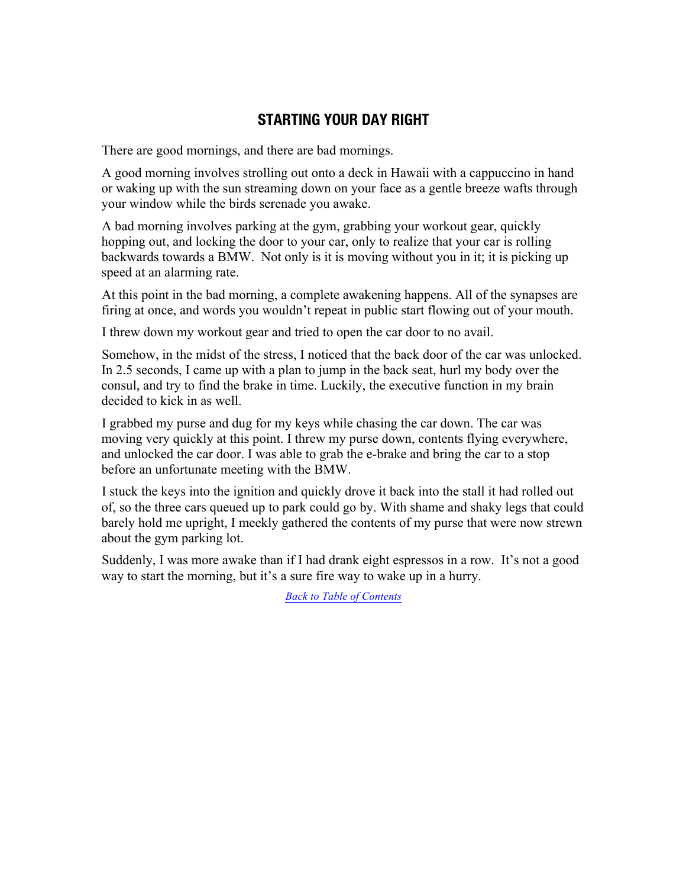## STARTING YOUR DAY RIGHT

There are good mornings, and there are bad mornings.

A good morning involves strolling out onto a deck in Hawaii with a cappuccino in hand or waking up with the sun streaming down on your face as a gentle breeze wafts through your window while the birds serenade you awake.

A bad morning involves parking at the gym, grabbing your workout gear, quickly hopping out, and locking the door to your car, only to realize that your car is rolling backwards towards a BMW. Not only is it is moving without you in it; it is picking up speed at an alarming rate.

At this point in the bad morning, a complete awakening happens. All of the synapses are firing at once, and words you wouldn't repeat in public start flowing out of your mouth.

I threw down my workout gear and tried to open the car door to no avail.

Somehow, in the midst of the stress, I noticed that the back door of the car was unlocked. In 2.5 seconds, I came up with a plan to jump in the back seat, hurl my body over the consul, and try to find the brake in time. Luckily, the executive function in my brain decided to kick in as well.

I grabbed my purse and dug for my keys while chasing the car down. The car was moving very quickly at this point. I threw my purse down, contents flying everywhere, and unlocked the car door. I was able to grab the e-brake and bring the car to a stop before an unfortunate meeting with the BMW.

I stuck the keys into the ignition and quickly drove it back into the stall it had rolled out of, so the three cars queued up to park could go by. With shame and shaky legs that could barely hold me upright, I meekly gathered the contents of my purse that were now strewn about the gym parking lot.

Suddenly, I was more awake than if I had drank eight espressos in a row. It's not a good way to start the morning, but it's a sure fire way to wake up in a hurry.

*Back to Table of Contents*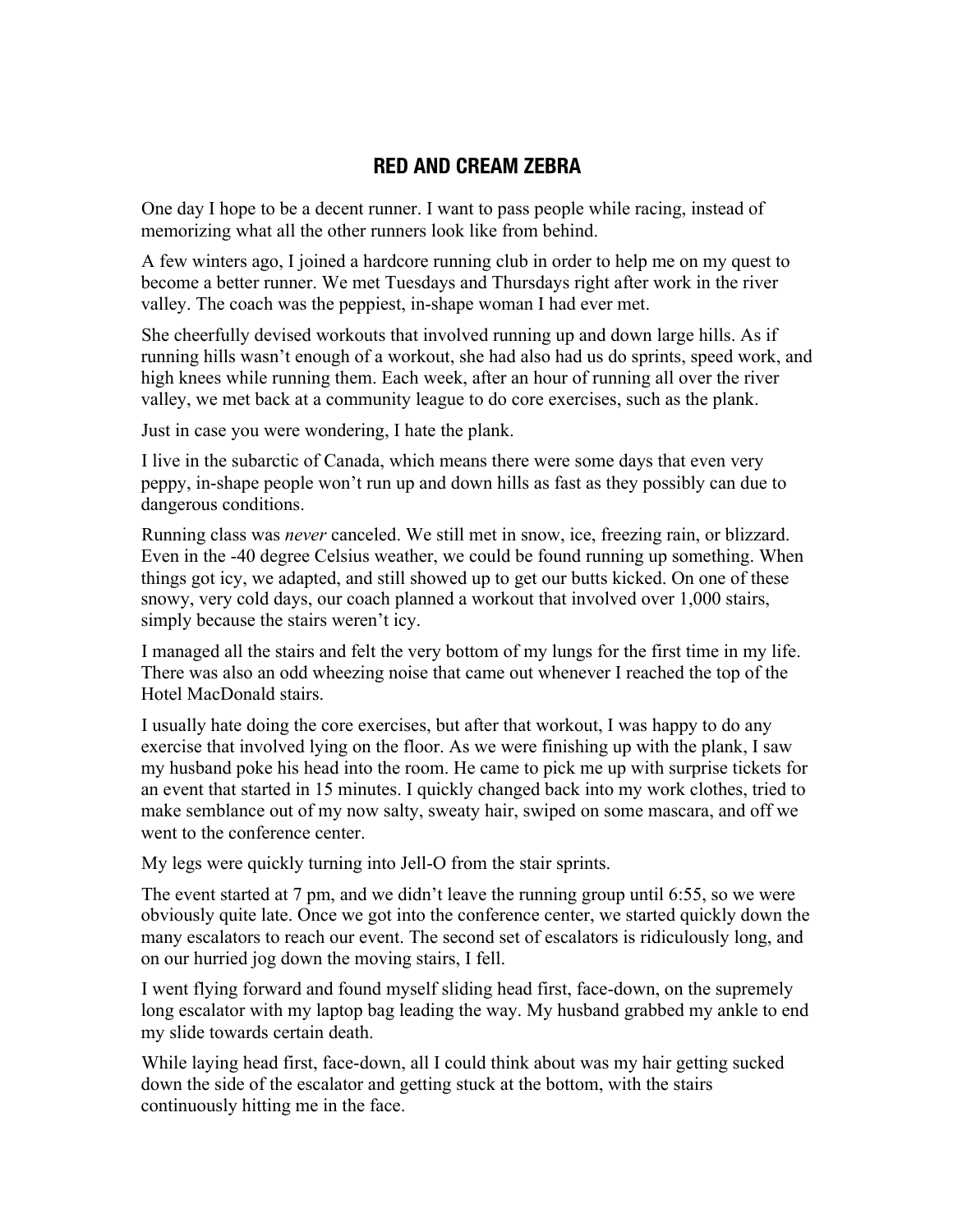## RED AND CREAM ZEBRA

One day I hope to be a decent runner. I want to pass people while racing, instead of memorizing what all the other runners look like from behind.

A few winters ago, I joined a hardcore running club in order to help me on my quest to become a better runner. We met Tuesdays and Thursdays right after work in the river valley. The coach was the peppiest, in-shape woman I had ever met.

She cheerfully devised workouts that involved running up and down large hills. As if running hills wasn't enough of a workout, she had also had us do sprints, speed work, and high knees while running them. Each week, after an hour of running all over the river valley, we met back at a community league to do core exercises, such as the plank.

Just in case you were wondering, I hate the plank.

I live in the subarctic of Canada, which means there were some days that even very peppy, in-shape people won't run up and down hills as fast as they possibly can due to dangerous conditions.

Running class was *never* canceled. We still met in snow, ice, freezing rain, or blizzard. Even in the -40 degree Celsius weather, we could be found running up something. When things got icy, we adapted, and still showed up to get our butts kicked. On one of these snowy, very cold days, our coach planned a workout that involved over 1,000 stairs, simply because the stairs weren't icy.

I managed all the stairs and felt the very bottom of my lungs for the first time in my life. There was also an odd wheezing noise that came out whenever I reached the top of the Hotel MacDonald stairs.

I usually hate doing the core exercises, but after that workout, I was happy to do any exercise that involved lying on the floor. As we were finishing up with the plank, I saw my husband poke his head into the room. He came to pick me up with surprise tickets for an event that started in 15 minutes. I quickly changed back into my work clothes, tried to make semblance out of my now salty, sweaty hair, swiped on some mascara, and off we went to the conference center.

My legs were quickly turning into Jell-O from the stair sprints.

The event started at 7 pm, and we didn't leave the running group until 6:55, so we were obviously quite late. Once we got into the conference center, we started quickly down the many escalators to reach our event. The second set of escalators is ridiculously long, and on our hurried jog down the moving stairs, I fell.

I went flying forward and found myself sliding head first, face-down, on the supremely long escalator with my laptop bag leading the way. My husband grabbed my ankle to end my slide towards certain death.

While laying head first, face-down, all I could think about was my hair getting sucked down the side of the escalator and getting stuck at the bottom, with the stairs continuously hitting me in the face.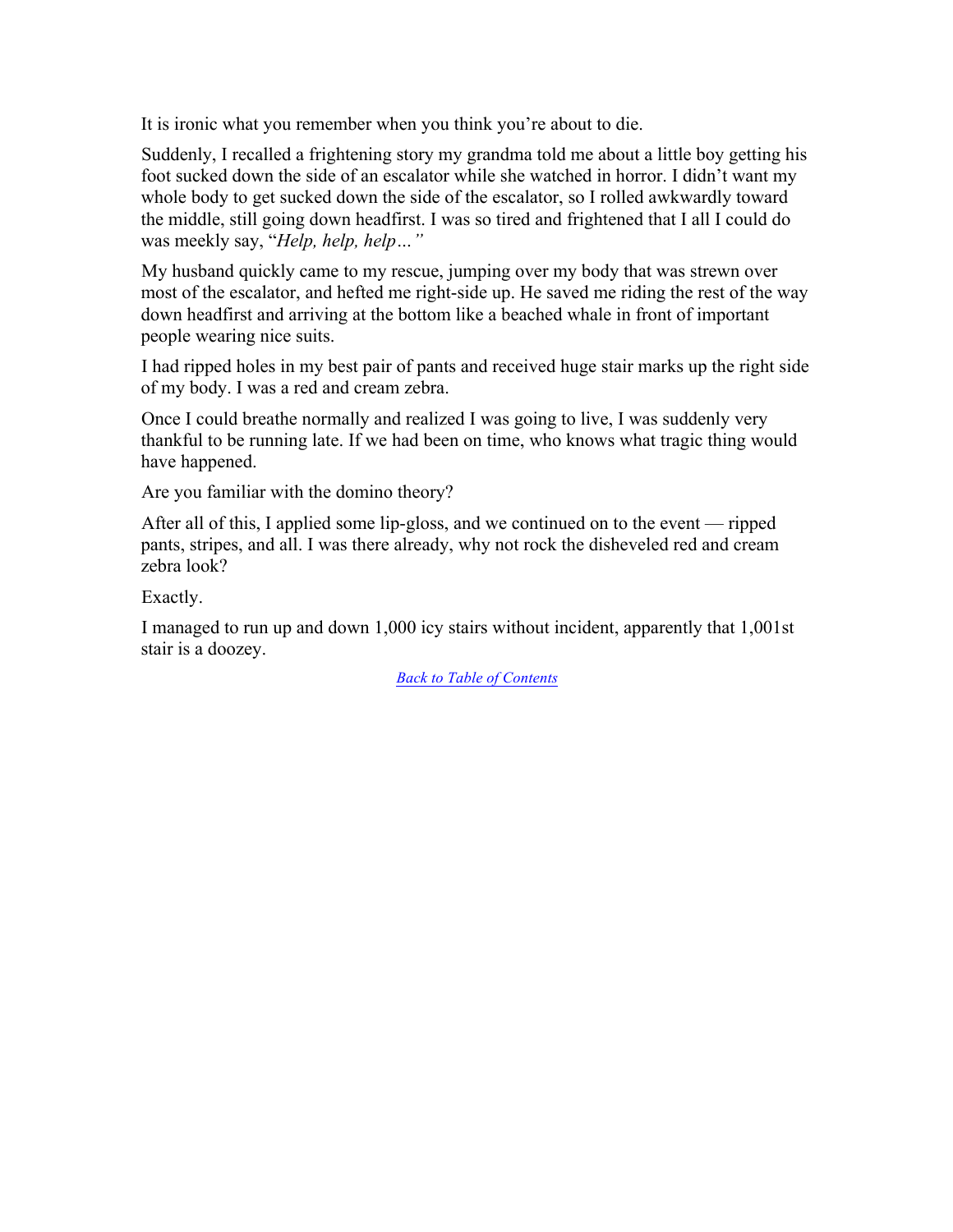It is ironic what you remember when you think you're about to die.

Suddenly, I recalled a frightening story my grandma told me about a little boy getting his foot sucked down the side of an escalator while she watched in horror. I didn't want my whole body to get sucked down the side of the escalator, so I rolled awkwardly toward the middle, still going down headfirst. I was so tired and frightened that I all I could do was meekly say, "*Help, help, help…"*

My husband quickly came to my rescue, jumping over my body that was strewn over most of the escalator, and hefted me right-side up. He saved me riding the rest of the way down headfirst and arriving at the bottom like a beached whale in front of important people wearing nice suits.

I had ripped holes in my best pair of pants and received huge stair marks up the right side of my body. I was a red and cream zebra.

Once I could breathe normally and realized I was going to live, I was suddenly very thankful to be running late. If we had been on time, who knows what tragic thing would have happened.

Are you familiar with the domino theory?

After all of this, I applied some lip-gloss, and we continued on to the event — ripped pants, stripes, and all. I was there already, why not rock the disheveled red and cream zebra look?

Exactly.

I managed to run up and down 1,000 icy stairs without incident, apparently that 1,001st stair is a doozey.

*Back to Table of Contents*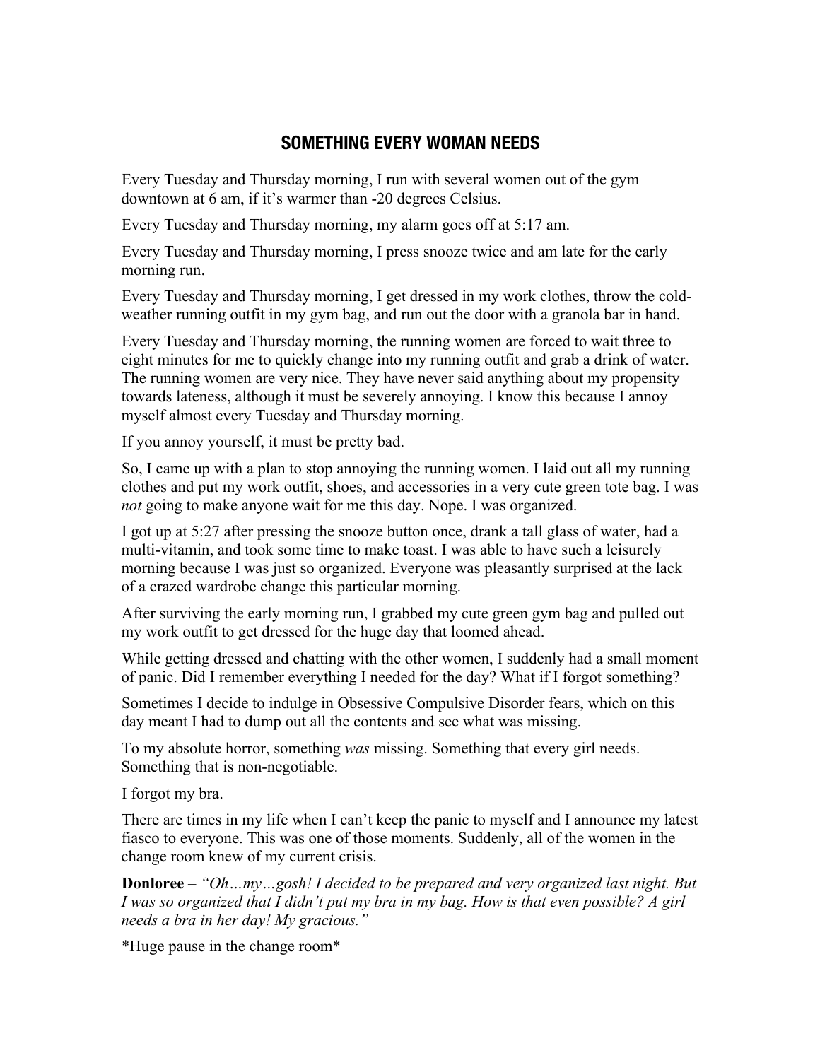## SOMETHING EVERY WOMAN NEEDS

Every Tuesday and Thursday morning, I run with several women out of the gym downtown at 6 am, if it's warmer than -20 degrees Celsius.

Every Tuesday and Thursday morning, my alarm goes off at 5:17 am.

Every Tuesday and Thursday morning, I press snooze twice and am late for the early morning run.

Every Tuesday and Thursday morning, I get dressed in my work clothes, throw the cold-weather running outfit in my gym bag, and run out the door with a granola bar in hand.

Every Tuesday and Thursday morning, the running women are forced to wait three to eight minutes for me to quickly change into my running outfit and grab a drink of water. The running women are very nice. They have never said anything about my propensity towards lateness, although it must be severely annoying. I know this because I annoy myself almost every Tuesday and Thursday morning.

If you annoy yourself, it must be pretty bad.

So, I came up with a plan to stop annoying the running women. I laid out all my running clothes and put my work outfit, shoes, and accessories in a very cute green tote bag. I was *not* going to make anyone wait for me this day. Nope. I was organized.

I got up at 5:27 after pressing the snooze button once, drank a tall glass of water, had a multi-vitamin, and took some time to make toast. I was able to have such a leisurely morning because I was just so organized. Everyone was pleasantly surprised at the lack of a crazed wardrobe change this particular morning.

After surviving the early morning run, I grabbed my cute green gym bag and pulled out my work outfit to get dressed for the huge day that loomed ahead.

While getting dressed and chatting with the other women, I suddenly had a small moment of panic. Did I remember everything I needed for the day? What if I forgot something?

Sometimes I decide to indulge in Obsessive Compulsive Disorder fears, which on this day meant I had to dump out all the contents and see what was missing.

To my absolute horror, something *was* missing. Something that every girl needs. Something that is non-negotiable.

I forgot my bra.

There are times in my life when I can't keep the panic to myself and I announce my latest fiasco to everyone. This was one of those moments. Suddenly, all of the women in the change room knew of my current crisis.

**Donloree** – *"Oh…my…gosh! I decided to be prepared and very organized last night. But I was so organized that I didn't put my bra in my bag. How is that even possible? A girl needs a bra in her day! My gracious."*

*Huge pause in the change room*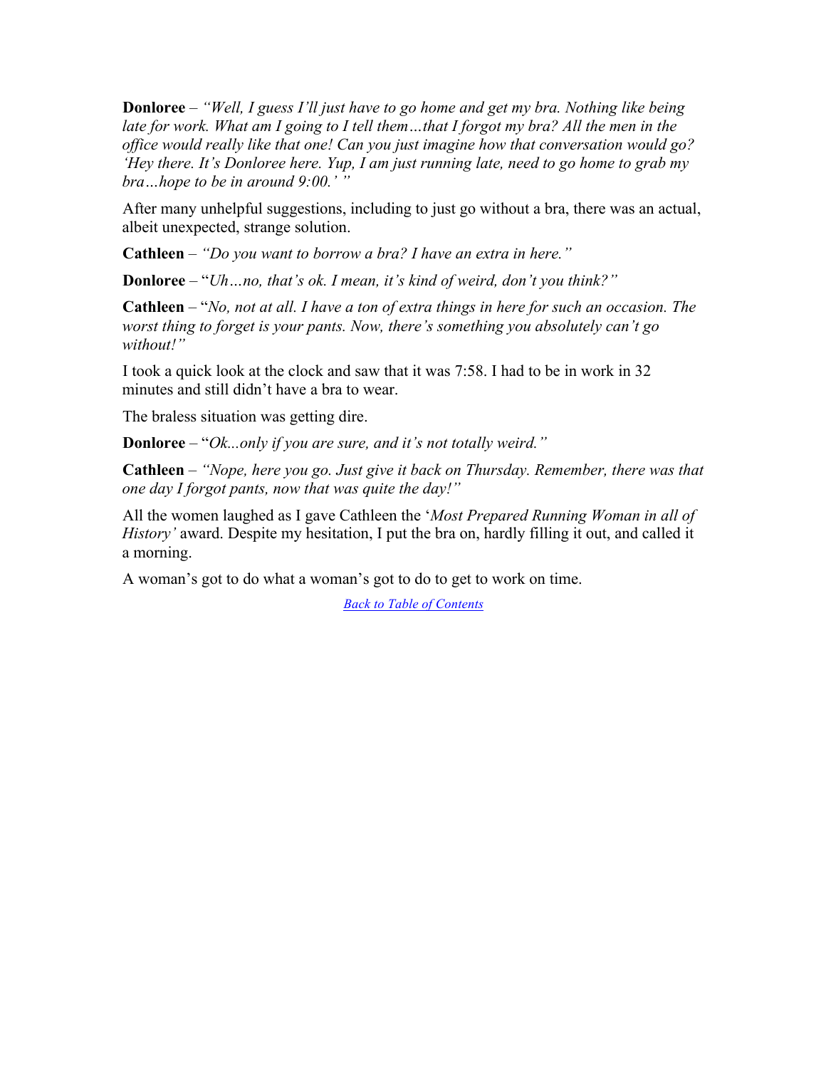**Donloree** – *"Well, I guess I'll just have to go home and get my bra. Nothing like being late for work. What am I going to I tell them…that I forgot my bra? All the men in the office would really like that one! Can you just imagine how that conversation would go? 'Hey there. It's Donloree here. Yup, I am just running late, need to go home to grab my bra…hope to be in around 9:00.' "*

After many unhelpful suggestions, including to just go without a bra, there was an actual, albeit unexpected, strange solution.

**Cathleen** – *"Do you want to borrow a bra? I have an extra in here."*

**Donloree** – "*Uh…no, that's ok. I mean, it's kind of weird, don't you think?"*

**Cathleen** – "*No, not at all. I have a ton of extra things in here for such an occasion. The worst thing to forget is your pants. Now, there's something you absolutely can't go without!"*

I took a quick look at the clock and saw that it was 7:58. I had to be in work in 32 minutes and still didn't have a bra to wear.

The braless situation was getting dire.

**Donloree** – "*Ok...only if you are sure, and it's not totally weird."*

**Cathleen** – *"Nope, here you go. Just give it back on Thursday. Remember, there was that one day I forgot pants, now that was quite the day!"*

All the women laughed as I gave Cathleen the '*Most Prepared Running Woman in all of History'* award. Despite my hesitation, I put the bra on, hardly filling it out, and called it a morning.

A woman's got to do what a woman's got to do to get to work on time.

[Back to Table of Contents]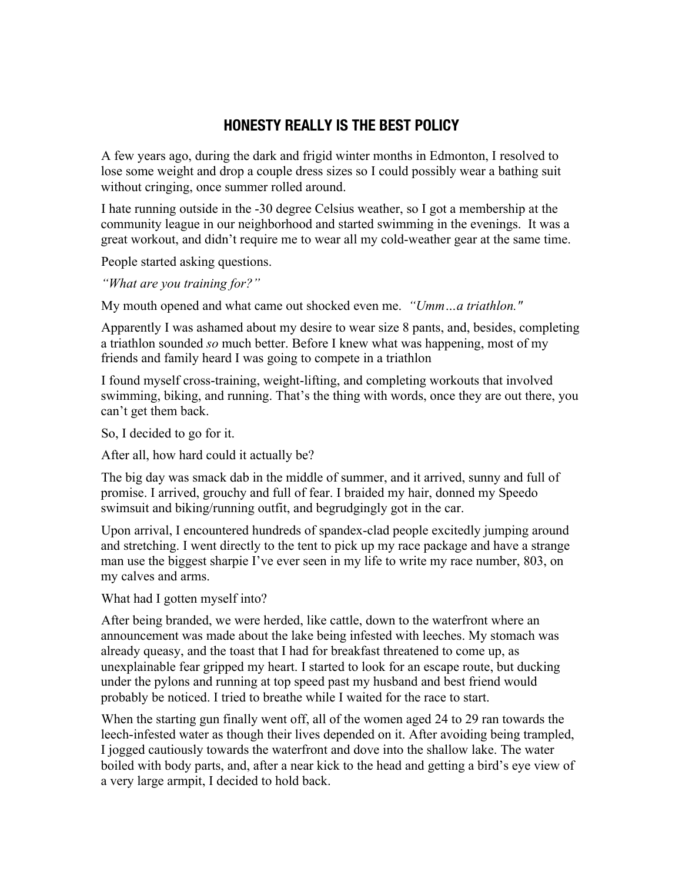## HONESTY REALLY IS THE BEST POLICY

A few years ago, during the dark and frigid winter months in Edmonton, I resolved to lose some weight and drop a couple dress sizes so I could possibly wear a bathing suit without cringing, once summer rolled around.

I hate running outside in the -30 degree Celsius weather, so I got a membership at the community league in our neighborhood and started swimming in the evenings. It was a great workout, and didn't require me to wear all my cold-weather gear at the same time.

People started asking questions.

*"What are you training for?"*

My mouth opened and what came out shocked even me. *"Umm…a triathlon."*

Apparently I was ashamed about my desire to wear size 8 pants, and, besides, completing a triathlon sounded *so* much better. Before I knew what was happening, most of my friends and family heard I was going to compete in a triathlon

I found myself cross-training, weight-lifting, and completing workouts that involved swimming, biking, and running. That's the thing with words, once they are out there, you can't get them back.

So, I decided to go for it.

After all, how hard could it actually be?

The big day was smack dab in the middle of summer, and it arrived, sunny and full of promise. I arrived, grouchy and full of fear. I braided my hair, donned my Speedo swimsuit and biking/running outfit, and begrudgingly got in the car.

Upon arrival, I encountered hundreds of spandex-clad people excitedly jumping around and stretching. I went directly to the tent to pick up my race package and have a strange man use the biggest sharpie I've ever seen in my life to write my race number, 803, on my calves and arms.

What had I gotten myself into?

After being branded, we were herded, like cattle, down to the waterfront where an announcement was made about the lake being infested with leeches. My stomach was already queasy, and the toast that I had for breakfast threatened to come up, as unexplainable fear gripped my heart. I started to look for an escape route, but ducking under the pylons and running at top speed past my husband and best friend would probably be noticed. I tried to breathe while I waited for the race to start.

When the starting gun finally went off, all of the women aged 24 to 29 ran towards the leech-infested water as though their lives depended on it. After avoiding being trampled, I jogged cautiously towards the waterfront and dove into the shallow lake. The water boiled with body parts, and, after a near kick to the head and getting a bird's eye view of a very large armpit, I decided to hold back.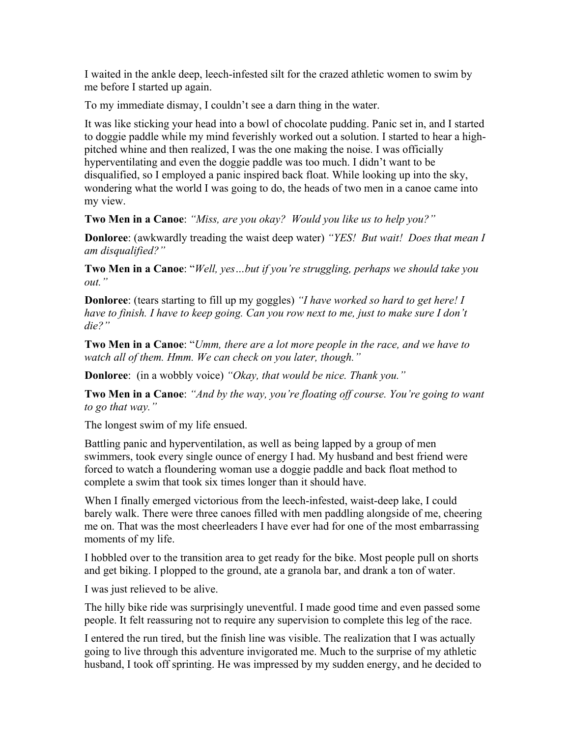I waited in the ankle deep, leech-infested silt for the crazed athletic women to swim by me before I started up again.

To my immediate dismay, I couldn't see a darn thing in the water.

It was like sticking your head into a bowl of chocolate pudding. Panic set in, and I started to doggie paddle while my mind feverishly worked out a solution. I started to hear a high-pitched whine and then realized, I was the one making the noise. I was officially hyperventilating and even the doggie paddle was too much. I didn't want to be disqualified, so I employed a panic inspired back float. While looking up into the sky, wondering what the world I was going to do, the heads of two men in a canoe came into my view.

**Two Men in a Canoe**: *"Miss, are you okay? Would you like us to help you?"*

**Donloree**: (awkwardly treading the waist deep water) *"YES! But wait! Does that mean I am disqualified?"*

**Two Men in a Canoe**: "*Well, yes…but if you're struggling, perhaps we should take you out."*

**Donloree**: (tears starting to fill up my goggles) *"I have worked so hard to get here! I have to finish. I have to keep going. Can you row next to me, just to make sure I don't die?"*

**Two Men in a Canoe**: "*Umm, there are a lot more people in the race, and we have to watch all of them. Hmm. We can check on you later, though."*

**Donloree**: (in a wobbly voice) *"Okay, that would be nice. Thank you."*

**Two Men in a Canoe**: *"And by the way, you're floating off course. You're going to want to go that way."*

The longest swim of my life ensued.

Battling panic and hyperventilation, as well as being lapped by a group of men swimmers, took every single ounce of energy I had. My husband and best friend were forced to watch a floundering woman use a doggie paddle and back float method to complete a swim that took six times longer than it should have.

When I finally emerged victorious from the leech-infested, waist-deep lake, I could barely walk. There were three canoes filled with men paddling alongside of me, cheering me on. That was the most cheerleaders I have ever had for one of the most embarrassing moments of my life.

I hobbled over to the transition area to get ready for the bike. Most people pull on shorts and get biking. I plopped to the ground, ate a granola bar, and drank a ton of water.

I was just relieved to be alive.

The hilly bike ride was surprisingly uneventful. I made good time and even passed some people. It felt reassuring not to require any supervision to complete this leg of the race.

I entered the run tired, but the finish line was visible. The realization that I was actually going to live through this adventure invigorated me. Much to the surprise of my athletic husband, I took off sprinting. He was impressed by my sudden energy, and he decided to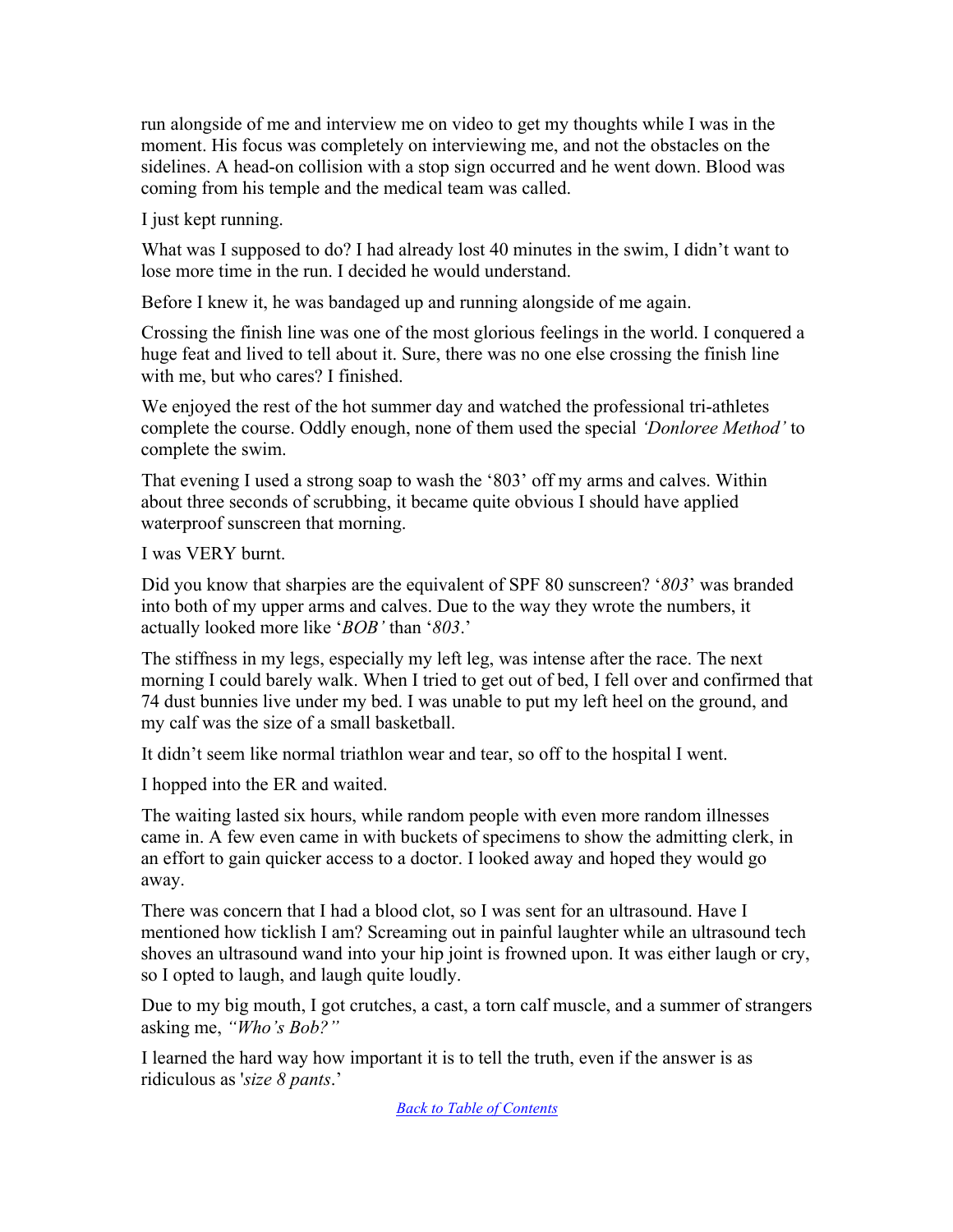run alongside of me and interview me on video to get my thoughts while I was in the moment. His focus was completely on interviewing me, and not the obstacles on the sidelines. A head-on collision with a stop sign occurred and he went down. Blood was coming from his temple and the medical team was called.

I just kept running.

What was I supposed to do? I had already lost 40 minutes in the swim, I didn't want to lose more time in the run. I decided he would understand.

Before I knew it, he was bandaged up and running alongside of me again.

Crossing the finish line was one of the most glorious feelings in the world. I conquered a huge feat and lived to tell about it. Sure, there was no one else crossing the finish line with me, but who cares? I finished.

We enjoyed the rest of the hot summer day and watched the professional tri-athletes complete the course. Oddly enough, none of them used the special *'Donloree Method'* to complete the swim.

That evening I used a strong soap to wash the '803' off my arms and calves. Within about three seconds of scrubbing, it became quite obvious I should have applied waterproof sunscreen that morning.

I was VERY burnt.

Did you know that sharpies are the equivalent of SPF 80 sunscreen? '*803*' was branded into both of my upper arms and calves. Due to the way they wrote the numbers, it actually looked more like '*BOB'* than '*803*.'

The stiffness in my legs, especially my left leg, was intense after the race. The next morning I could barely walk. When I tried to get out of bed, I fell over and confirmed that 74 dust bunnies live under my bed. I was unable to put my left heel on the ground, and my calf was the size of a small basketball.

It didn't seem like normal triathlon wear and tear, so off to the hospital I went.

I hopped into the ER and waited.

The waiting lasted six hours, while random people with even more random illnesses came in. A few even came in with buckets of specimens to show the admitting clerk, in an effort to gain quicker access to a doctor. I looked away and hoped they would go away.

There was concern that I had a blood clot, so I was sent for an ultrasound. Have I mentioned how ticklish I am? Screaming out in painful laughter while an ultrasound tech shoves an ultrasound wand into your hip joint is frowned upon. It was either laugh or cry, so I opted to laugh, and laugh quite loudly.

Due to my big mouth, I got crutches, a cast, a torn calf muscle, and a summer of strangers asking me, *"Who's Bob?"*

I learned the hard way how important it is to tell the truth, even if the answer is as ridiculous as '*size 8 pants*.'

[Back to Table of Contents]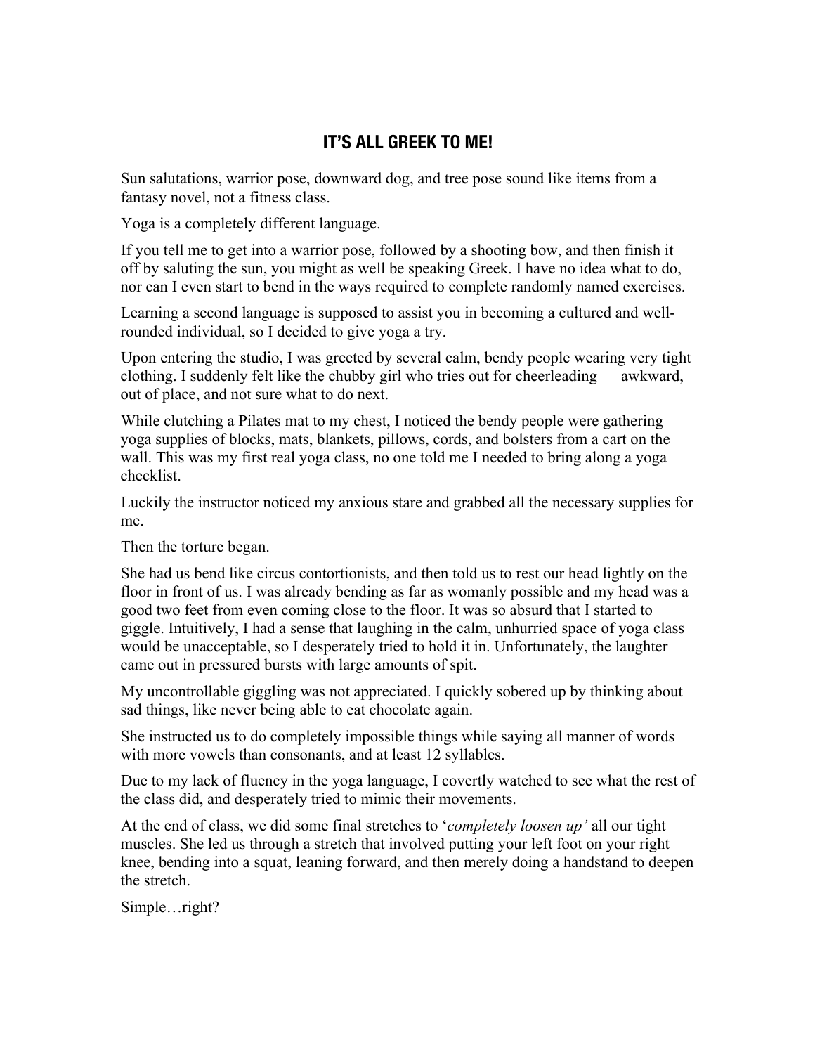## IT'S ALL GREEK TO ME!

Sun salutations, warrior pose, downward dog, and tree pose sound like items from a fantasy novel, not a fitness class.

Yoga is a completely different language.

If you tell me to get into a warrior pose, followed by a shooting bow, and then finish it off by saluting the sun, you might as well be speaking Greek. I have no idea what to do, nor can I even start to bend in the ways required to complete randomly named exercises.

Learning a second language is supposed to assist you in becoming a cultured and well-rounded individual, so I decided to give yoga a try.

Upon entering the studio, I was greeted by several calm, bendy people wearing very tight clothing. I suddenly felt like the chubby girl who tries out for cheerleading — awkward, out of place, and not sure what to do next.

While clutching a Pilates mat to my chest, I noticed the bendy people were gathering yoga supplies of blocks, mats, blankets, pillows, cords, and bolsters from a cart on the wall. This was my first real yoga class, no one told me I needed to bring along a yoga checklist.

Luckily the instructor noticed my anxious stare and grabbed all the necessary supplies for me.

Then the torture began.

She had us bend like circus contortionists, and then told us to rest our head lightly on the floor in front of us. I was already bending as far as womanly possible and my head was a good two feet from even coming close to the floor. It was so absurd that I started to giggle. Intuitively, I had a sense that laughing in the calm, unhurried space of yoga class would be unacceptable, so I desperately tried to hold it in. Unfortunately, the laughter came out in pressured bursts with large amounts of spit.

My uncontrollable giggling was not appreciated. I quickly sobered up by thinking about sad things, like never being able to eat chocolate again.

She instructed us to do completely impossible things while saying all manner of words with more vowels than consonants, and at least 12 syllables.

Due to my lack of fluency in the yoga language, I covertly watched to see what the rest of the class did, and desperately tried to mimic their movements.

At the end of class, we did some final stretches to '*completely loosen up'* all our tight muscles. She led us through a stretch that involved putting your left foot on your right knee, bending into a squat, leaning forward, and then merely doing a handstand to deepen the stretch.

Simple…right?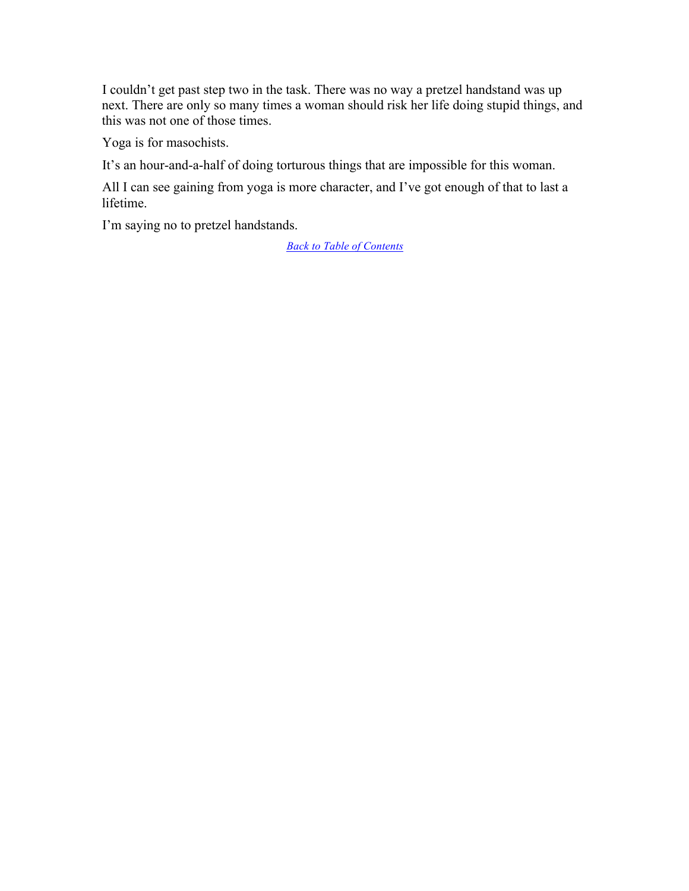I couldn’t get past step two in the task. There was no way a pretzel handstand was up next. There are only so many times a woman should risk her life doing stupid things, and this was not one of those times.

Yoga is for masochists.

It’s an hour-and-a-half of doing torturous things that are impossible for this woman.

All I can see gaining from yoga is more character, and I’ve got enough of that to last a lifetime.

I’m saying no to pretzel handstands.

*Back to Table of Contents*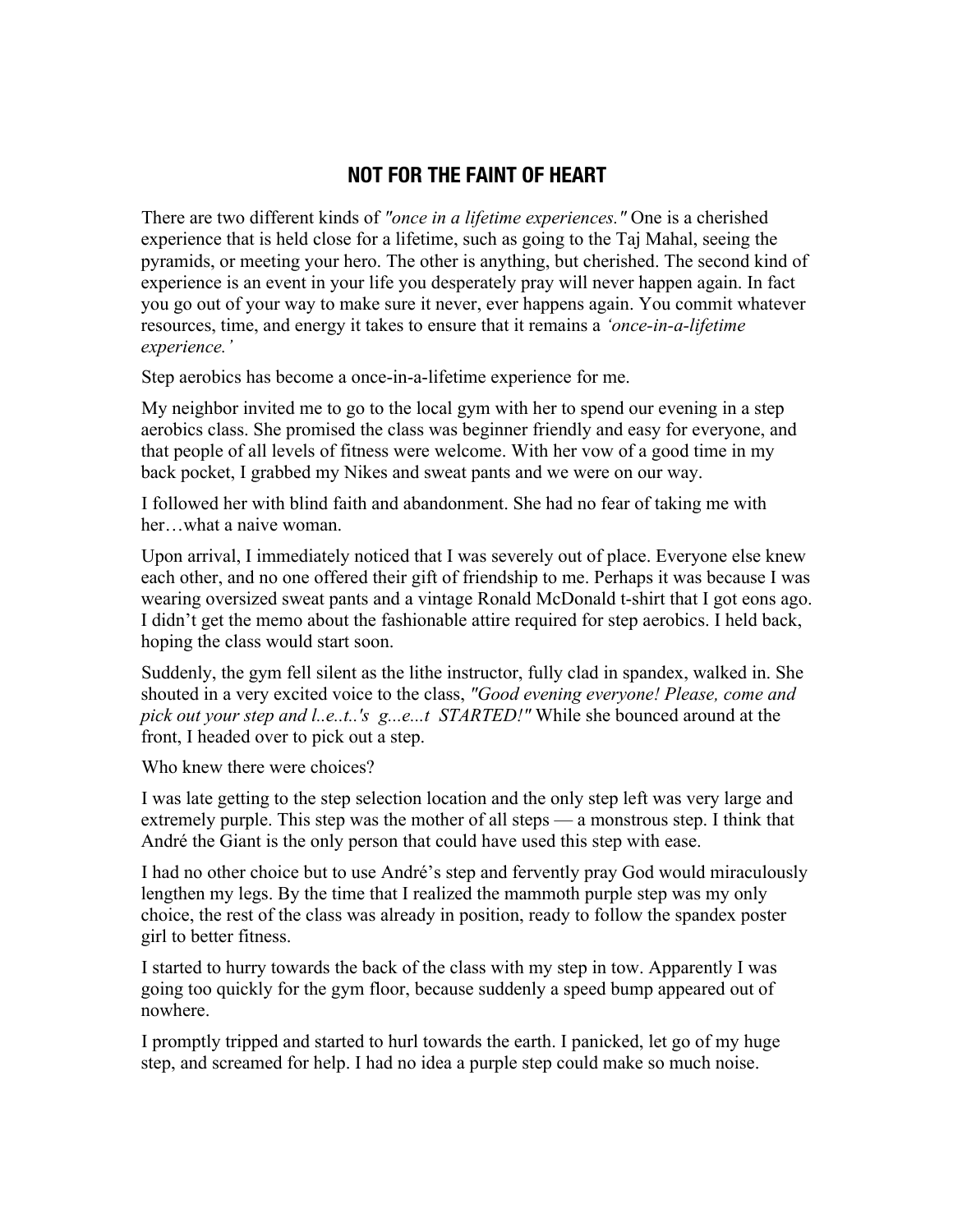## NOT FOR THE FAINT OF HEART

There are two different kinds of *"once in a lifetime experiences."* One is a cherished experience that is held close for a lifetime, such as going to the Taj Mahal, seeing the pyramids, or meeting your hero. The other is anything, but cherished. The second kind of experience is an event in your life you desperately pray will never happen again. In fact you go out of your way to make sure it never, ever happens again. You commit whatever resources, time, and energy it takes to ensure that it remains a *'once-in-a-lifetime experience.'*

Step aerobics has become a once-in-a-lifetime experience for me.

My neighbor invited me to go to the local gym with her to spend our evening in a step aerobics class. She promised the class was beginner friendly and easy for everyone, and that people of all levels of fitness were welcome. With her vow of a good time in my back pocket, I grabbed my Nikes and sweat pants and we were on our way.

I followed her with blind faith and abandonment. She had no fear of taking me with her…what a naive woman.

Upon arrival, I immediately noticed that I was severely out of place. Everyone else knew each other, and no one offered their gift of friendship to me. Perhaps it was because I was wearing oversized sweat pants and a vintage Ronald McDonald t-shirt that I got eons ago. I didn't get the memo about the fashionable attire required for step aerobics. I held back, hoping the class would start soon.

Suddenly, the gym fell silent as the lithe instructor, fully clad in spandex, walked in. She shouted in a very excited voice to the class, *"Good evening everyone! Please, come and pick out your step and l..e..t..'s g...e...t STARTED!"* While she bounced around at the front, I headed over to pick out a step.

Who knew there were choices?

I was late getting to the step selection location and the only step left was very large and extremely purple. This step was the mother of all steps — a monstrous step. I think that André the Giant is the only person that could have used this step with ease.

I had no other choice but to use André's step and fervently pray God would miraculously lengthen my legs. By the time that I realized the mammoth purple step was my only choice, the rest of the class was already in position, ready to follow the spandex poster girl to better fitness.

I started to hurry towards the back of the class with my step in tow. Apparently I was going too quickly for the gym floor, because suddenly a speed bump appeared out of nowhere.

I promptly tripped and started to hurl towards the earth. I panicked, let go of my huge step, and screamed for help. I had no idea a purple step could make so much noise.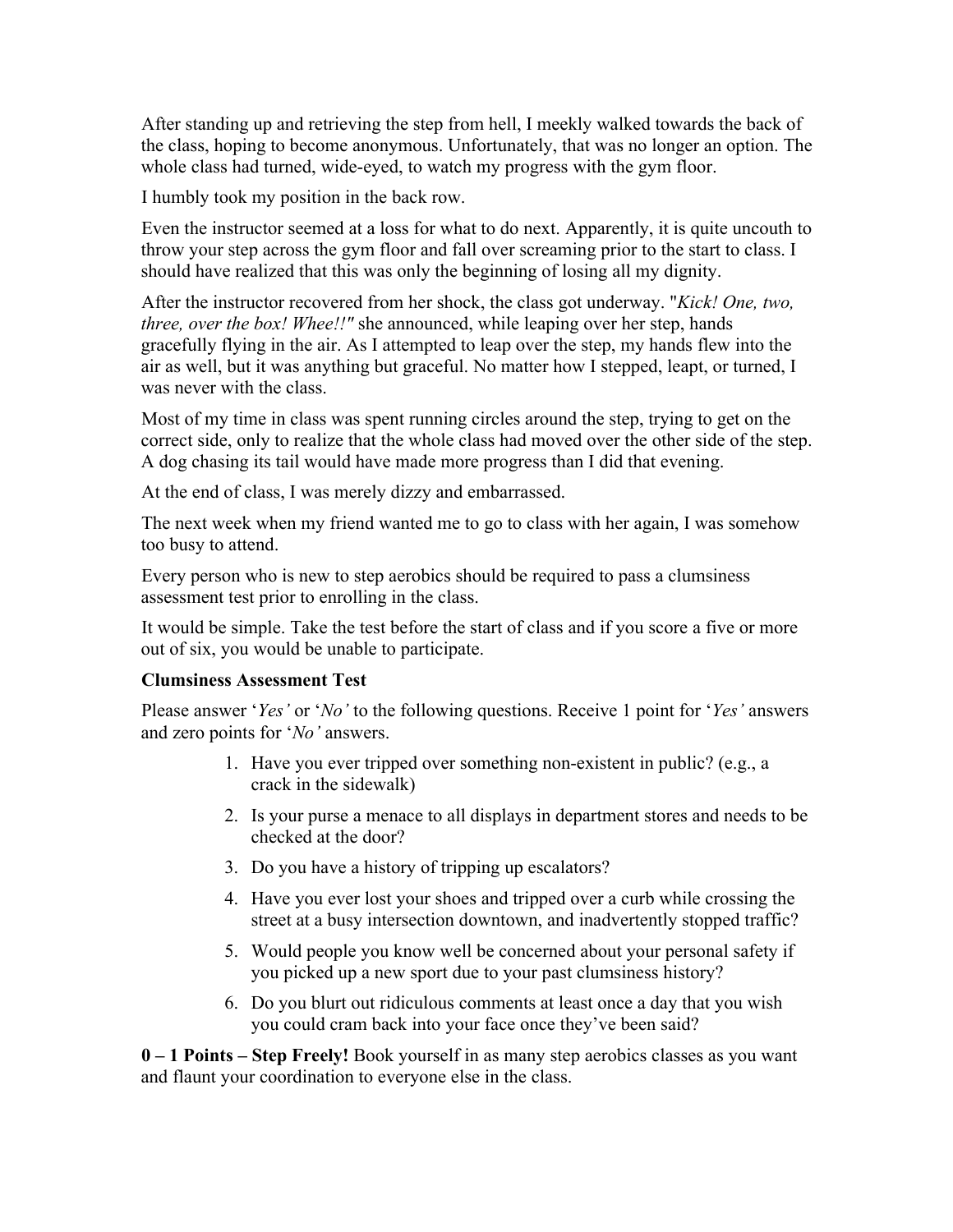After standing up and retrieving the step from hell, I meekly walked towards the back of the class, hoping to become anonymous. Unfortunately, that was no longer an option. The whole class had turned, wide-eyed, to watch my progress with the gym floor.

I humbly took my position in the back row.

Even the instructor seemed at a loss for what to do next. Apparently, it is quite uncouth to throw your step across the gym floor and fall over screaming prior to the start to class. I should have realized that this was only the beginning of losing all my dignity.

After the instructor recovered from her shock, the class got underway. "*Kick! One, two, three, over the box! Whee!!"* she announced, while leaping over her step, hands gracefully flying in the air. As I attempted to leap over the step, my hands flew into the air as well, but it was anything but graceful. No matter how I stepped, leapt, or turned, I was never with the class.

Most of my time in class was spent running circles around the step, trying to get on the correct side, only to realize that the whole class had moved over the other side of the step. A dog chasing its tail would have made more progress than I did that evening.

At the end of class, I was merely dizzy and embarrassed.

The next week when my friend wanted me to go to class with her again, I was somehow too busy to attend.

Every person who is new to step aerobics should be required to pass a clumsiness assessment test prior to enrolling in the class.

It would be simple. Take the test before the start of class and if you score a five or more out of six, you would be unable to participate.

**Clumsiness Assessment Test**

Please answer '*Yes'* or '*No'* to the following questions. Receive 1 point for '*Yes'* answers and zero points for '*No'* answers.

1. Have you ever tripped over something non-existent in public? (e.g., a crack in the sidewalk)
2. Is your purse a menace to all displays in department stores and needs to be checked at the door?
3. Do you have a history of tripping up escalators?
4. Have you ever lost your shoes and tripped over a curb while crossing the street at a busy intersection downtown, and inadvertently stopped traffic?
5. Would people you know well be concerned about your personal safety if you picked up a new sport due to your past clumsiness history?
6. Do you blurt out ridiculous comments at least once a day that you wish you could cram back into your face once they've been said?

**0 – 1 Points – Step Freely!** Book yourself in as many step aerobics classes as you want and flaunt your coordination to everyone else in the class.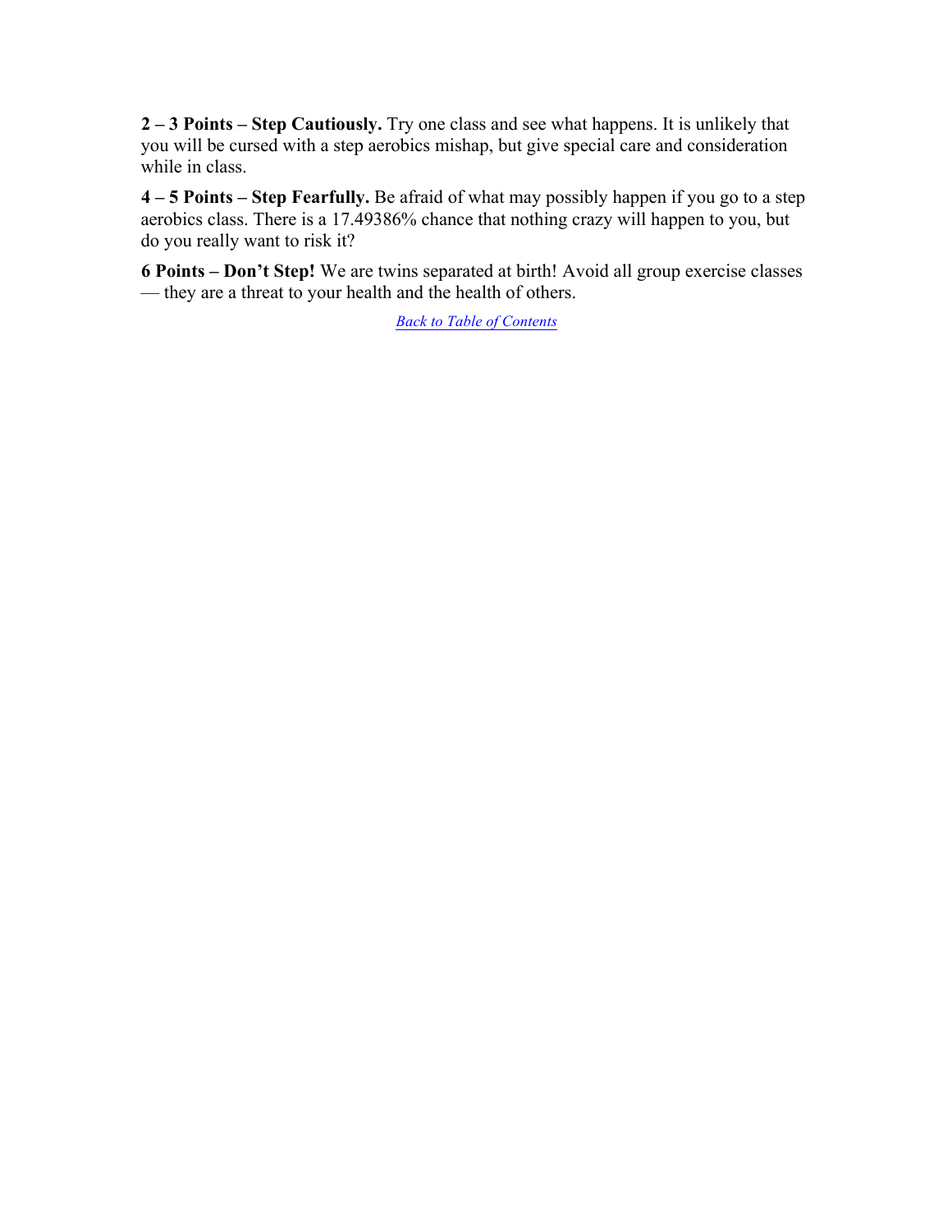**2 – 3 Points – Step Cautiously.** Try one class and see what happens. It is unlikely that you will be cursed with a step aerobics mishap, but give special care and consideration while in class.

**4 – 5 Points – Step Fearfully.** Be afraid of what may possibly happen if you go to a step aerobics class. There is a 17.49386% chance that nothing crazy will happen to you, but do you really want to risk it?

**6 Points – Don't Step!** We are twins separated at birth! Avoid all group exercise classes — they are a threat to your health and the health of others.

*Back to Table of Contents*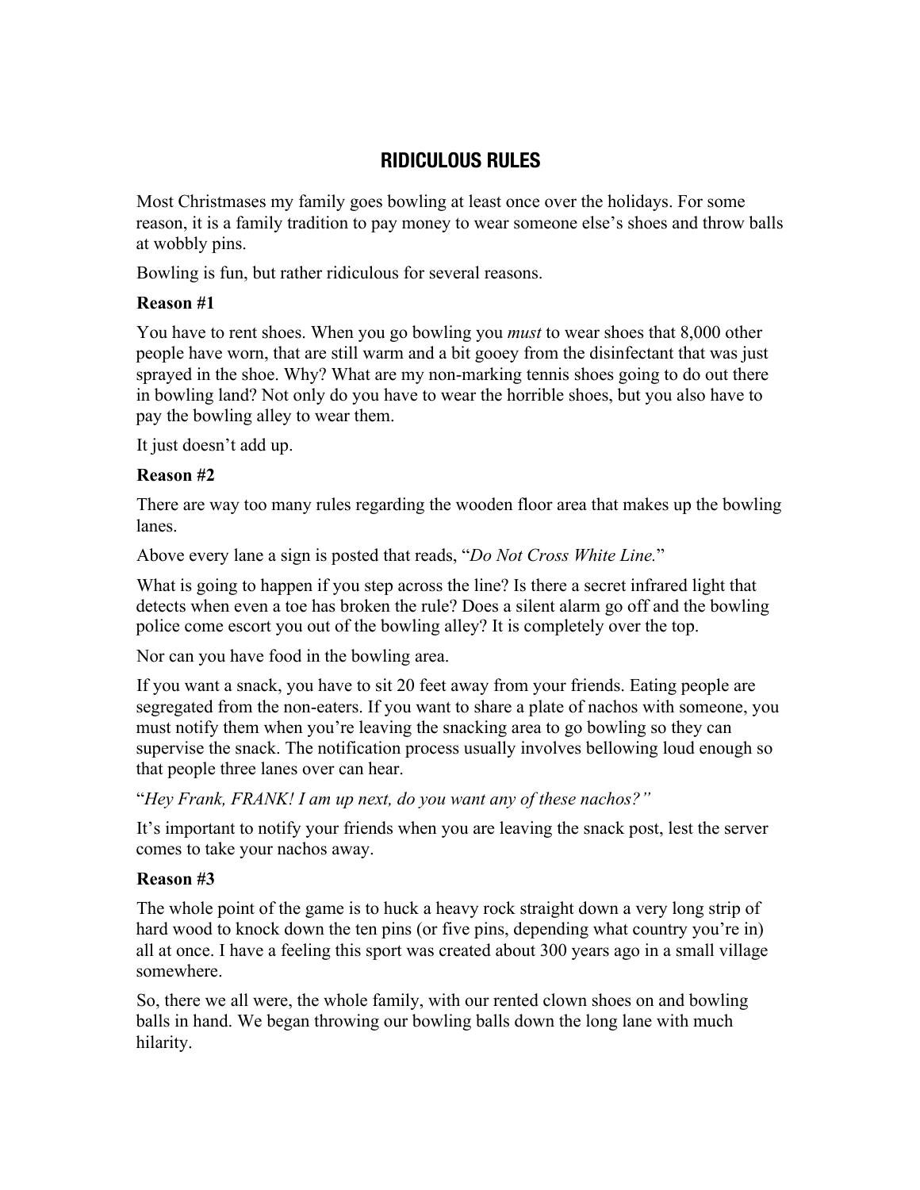## RIDICULOUS RULES

Most Christmases my family goes bowling at least once over the holidays. For some reason, it is a family tradition to pay money to wear someone else's shoes and throw balls at wobbly pins.

Bowling is fun, but rather ridiculous for several reasons.

**Reason #1**

You have to rent shoes. When you go bowling you *must* to wear shoes that 8,000 other people have worn, that are still warm and a bit gooey from the disinfectant that was just sprayed in the shoe. Why? What are my non-marking tennis shoes going to do out there in bowling land? Not only do you have to wear the horrible shoes, but you also have to pay the bowling alley to wear them.

It just doesn't add up.

**Reason #2**

There are way too many rules regarding the wooden floor area that makes up the bowling lanes.

Above every lane a sign is posted that reads, "*Do Not Cross White Line.*"

What is going to happen if you step across the line? Is there a secret infrared light that detects when even a toe has broken the rule? Does a silent alarm go off and the bowling police come escort you out of the bowling alley? It is completely over the top.

Nor can you have food in the bowling area.

If you want a snack, you have to sit 20 feet away from your friends. Eating people are segregated from the non-eaters. If you want to share a plate of nachos with someone, you must notify them when you're leaving the snacking area to go bowling so they can supervise the snack. The notification process usually involves bellowing loud enough so that people three lanes over can hear.

"*Hey Frank, FRANK! I am up next, do you want any of these nachos?"*

It's important to notify your friends when you are leaving the snack post, lest the server comes to take your nachos away.

**Reason #3**

The whole point of the game is to huck a heavy rock straight down a very long strip of hard wood to knock down the ten pins (or five pins, depending what country you're in) all at once. I have a feeling this sport was created about 300 years ago in a small village somewhere.

So, there we all were, the whole family, with our rented clown shoes on and bowling balls in hand. We began throwing our bowling balls down the long lane with much hilarity.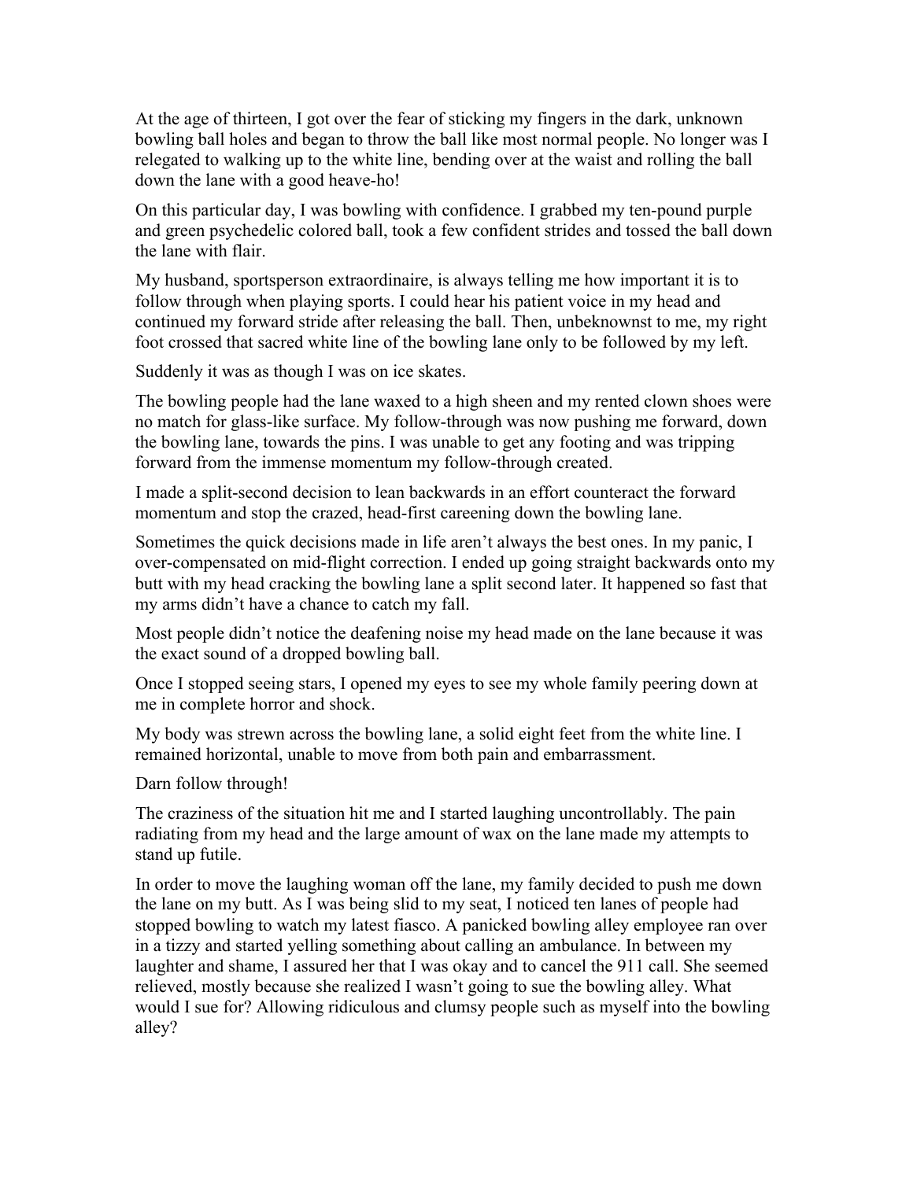At the age of thirteen, I got over the fear of sticking my fingers in the dark, unknown bowling ball holes and began to throw the ball like most normal people. No longer was I relegated to walking up to the white line, bending over at the waist and rolling the ball down the lane with a good heave-ho!

On this particular day, I was bowling with confidence. I grabbed my ten-pound purple and green psychedelic colored ball, took a few confident strides and tossed the ball down the lane with flair.

My husband, sportsperson extraordinaire, is always telling me how important it is to follow through when playing sports. I could hear his patient voice in my head and continued my forward stride after releasing the ball. Then, unbeknownst to me, my right foot crossed that sacred white line of the bowling lane only to be followed by my left.

Suddenly it was as though I was on ice skates.

The bowling people had the lane waxed to a high sheen and my rented clown shoes were no match for glass-like surface. My follow-through was now pushing me forward, down the bowling lane, towards the pins. I was unable to get any footing and was tripping forward from the immense momentum my follow-through created.

I made a split-second decision to lean backwards in an effort counteract the forward momentum and stop the crazed, head-first careening down the bowling lane.

Sometimes the quick decisions made in life aren't always the best ones. In my panic, I over-compensated on mid-flight correction. I ended up going straight backwards onto my butt with my head cracking the bowling lane a split second later. It happened so fast that my arms didn't have a chance to catch my fall.

Most people didn't notice the deafening noise my head made on the lane because it was the exact sound of a dropped bowling ball.

Once I stopped seeing stars, I opened my eyes to see my whole family peering down at me in complete horror and shock.

My body was strewn across the bowling lane, a solid eight feet from the white line. I remained horizontal, unable to move from both pain and embarrassment.

Darn follow through!

The craziness of the situation hit me and I started laughing uncontrollably. The pain radiating from my head and the large amount of wax on the lane made my attempts to stand up futile.

In order to move the laughing woman off the lane, my family decided to push me down the lane on my butt. As I was being slid to my seat, I noticed ten lanes of people had stopped bowling to watch my latest fiasco. A panicked bowling alley employee ran over in a tizzy and started yelling something about calling an ambulance. In between my laughter and shame, I assured her that I was okay and to cancel the 911 call. She seemed relieved, mostly because she realized I wasn't going to sue the bowling alley. What would I sue for? Allowing ridiculous and clumsy people such as myself into the bowling alley?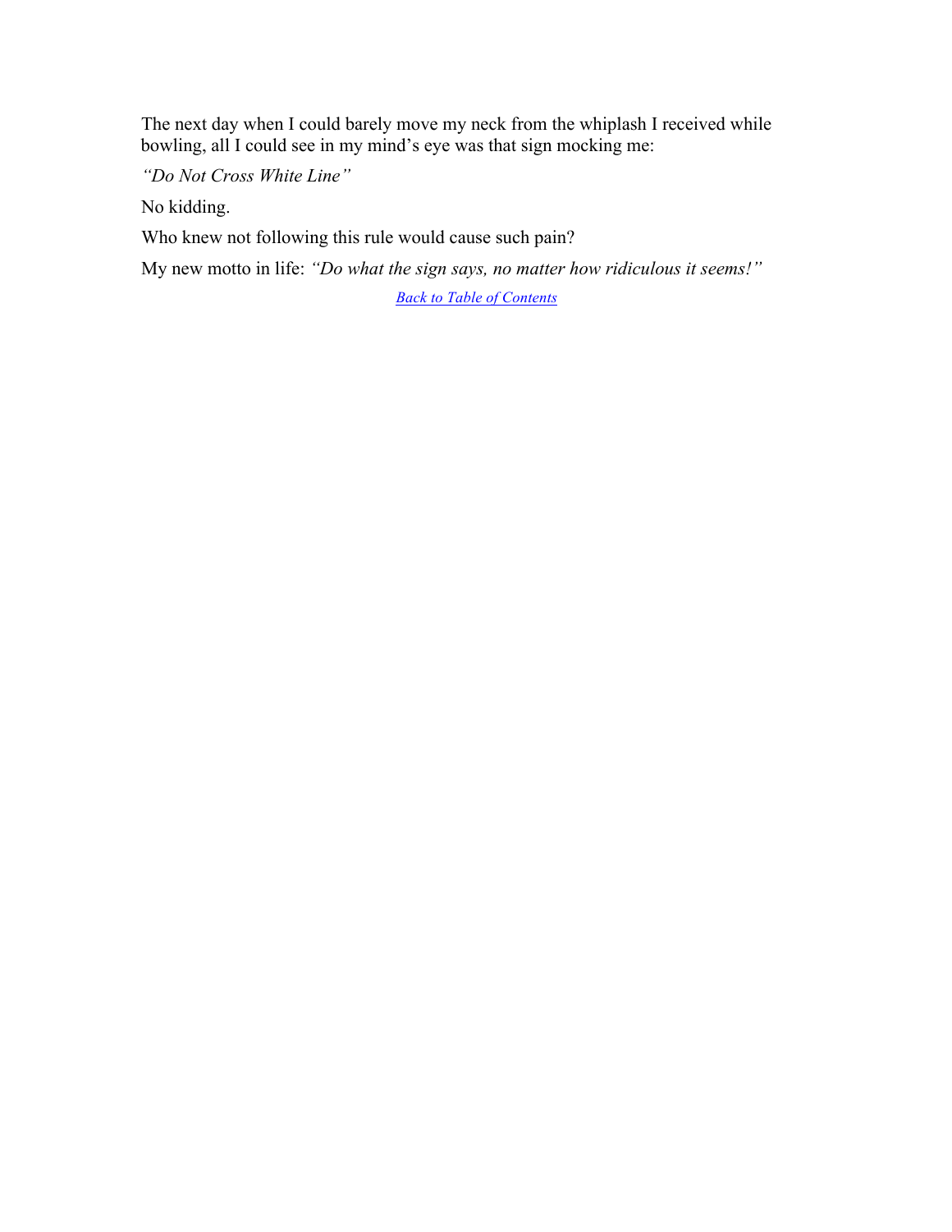The next day when I could barely move my neck from the whiplash I received while bowling, all I could see in my mind's eye was that sign mocking me:

*"Do Not Cross White Line"*

No kidding.

Who knew not following this rule would cause such pain?

My new motto in life: *"Do what the sign says, no matter how ridiculous it seems!"*

*Back to Table of Contents*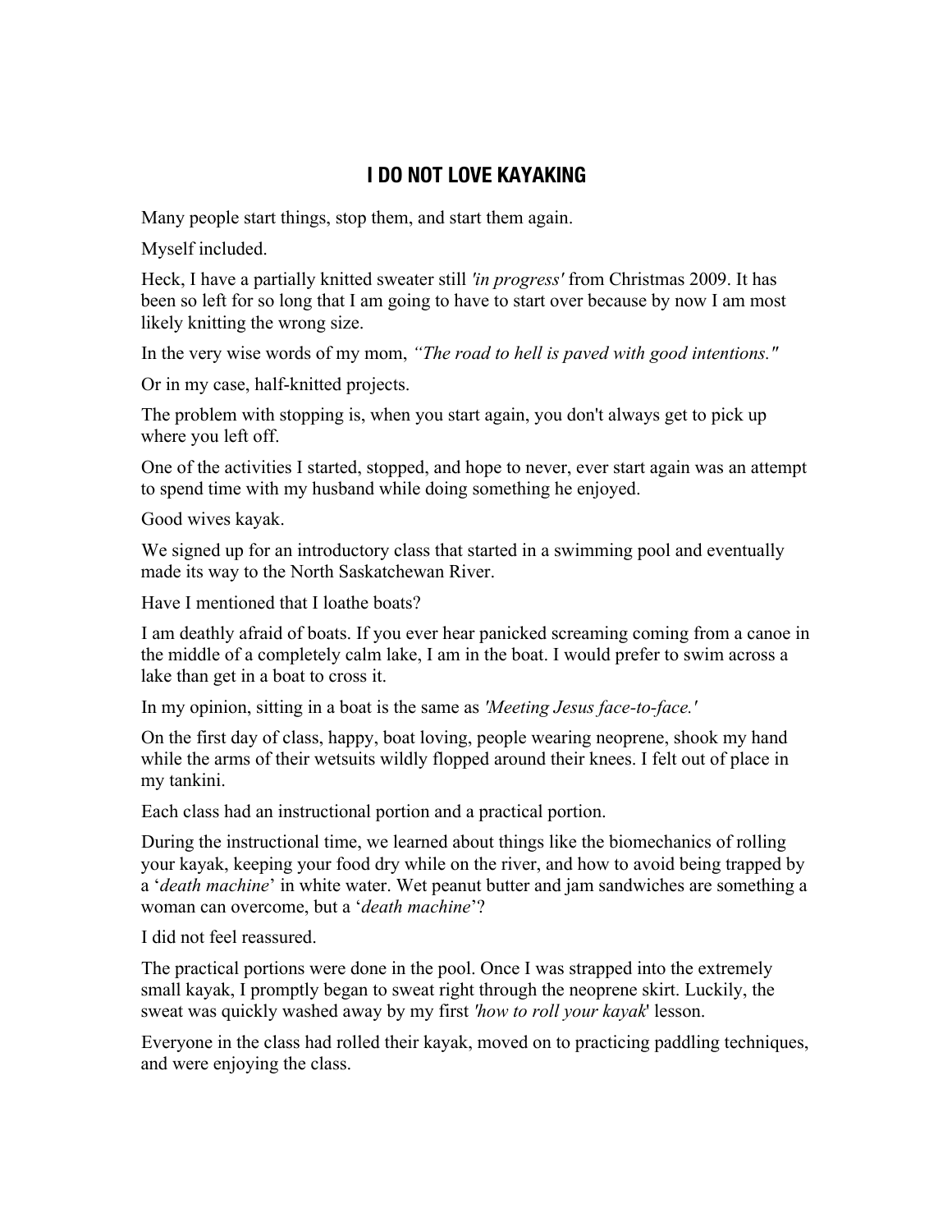# I DO NOT LOVE KAYAKING

Many people start things, stop them, and start them again.

Myself included.

Heck, I have a partially knitted sweater still *'in progress'* from Christmas 2009. It has been so left for so long that I am going to have to start over because by now I am most likely knitting the wrong size.

In the very wise words of my mom, *"The road to hell is paved with good intentions."*

Or in my case, half-knitted projects.

The problem with stopping is, when you start again, you don't always get to pick up where you left off.

One of the activities I started, stopped, and hope to never, ever start again was an attempt to spend time with my husband while doing something he enjoyed.

Good wives kayak.

We signed up for an introductory class that started in a swimming pool and eventually made its way to the North Saskatchewan River.

Have I mentioned that I loathe boats?

I am deathly afraid of boats. If you ever hear panicked screaming coming from a canoe in the middle of a completely calm lake, I am in the boat. I would prefer to swim across a lake than get in a boat to cross it.

In my opinion, sitting in a boat is the same as *'Meeting Jesus face-to-face.'*

On the first day of class, happy, boat loving, people wearing neoprene, shook my hand while the arms of their wetsuits wildly flopped around their knees. I felt out of place in my tankini.

Each class had an instructional portion and a practical portion.

During the instructional time, we learned about things like the biomechanics of rolling your kayak, keeping your food dry while on the river, and how to avoid being trapped by a '*death machine*' in white water. Wet peanut butter and jam sandwiches are something a woman can overcome, but a '*death machine*'?

I did not feel reassured.

The practical portions were done in the pool. Once I was strapped into the extremely small kayak, I promptly began to sweat right through the neoprene skirt. Luckily, the sweat was quickly washed away by my first *'how to roll your kayak'* lesson.

Everyone in the class had rolled their kayak, moved on to practicing paddling techniques, and were enjoying the class.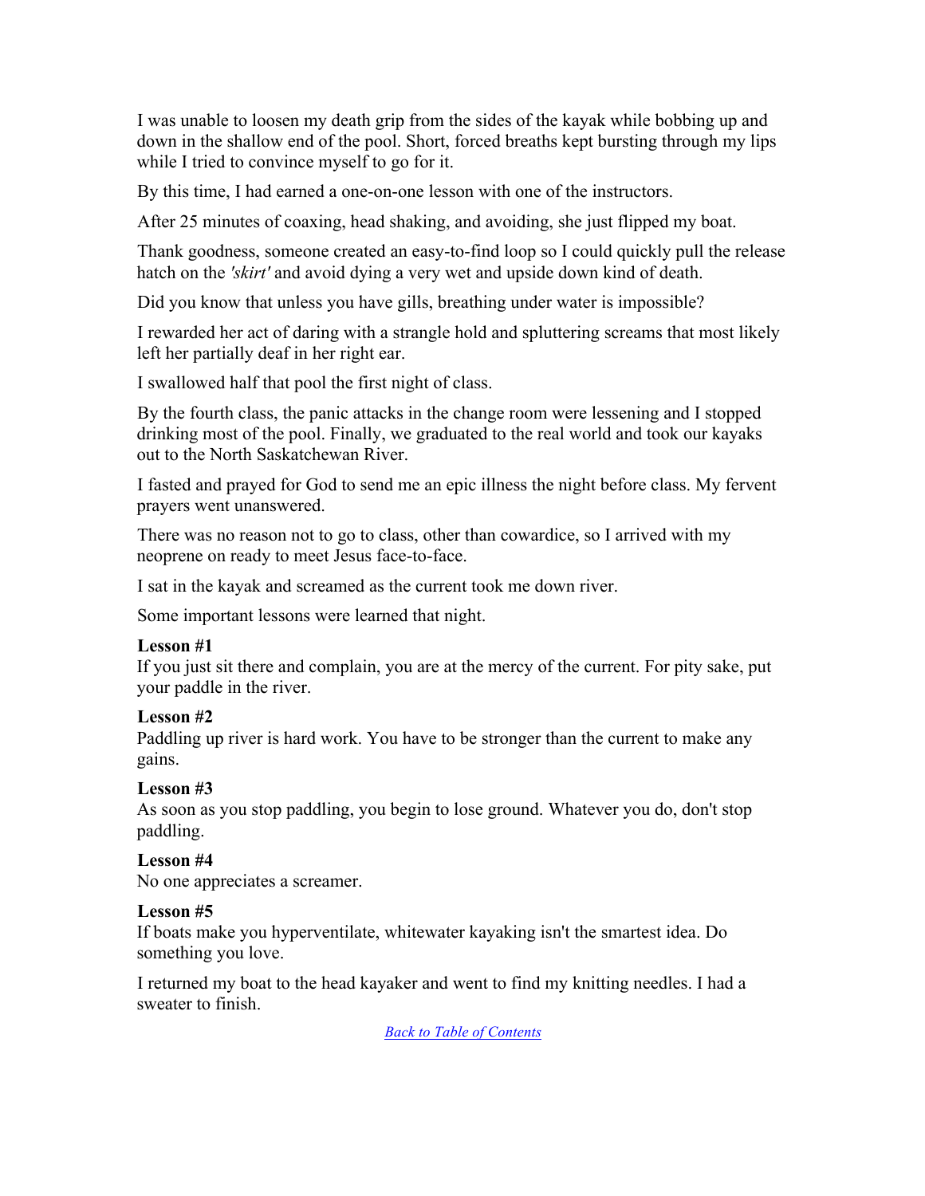I was unable to loosen my death grip from the sides of the kayak while bobbing up and down in the shallow end of the pool. Short, forced breaths kept bursting through my lips while I tried to convince myself to go for it.

By this time, I had earned a one-on-one lesson with one of the instructors.

After 25 minutes of coaxing, head shaking, and avoiding, she just flipped my boat.

Thank goodness, someone created an easy-to-find loop so I could quickly pull the release hatch on the *'skirt'* and avoid dying a very wet and upside down kind of death.

Did you know that unless you have gills, breathing under water is impossible?

I rewarded her act of daring with a strangle hold and spluttering screams that most likely left her partially deaf in her right ear.

I swallowed half that pool the first night of class.

By the fourth class, the panic attacks in the change room were lessening and I stopped drinking most of the pool. Finally, we graduated to the real world and took our kayaks out to the North Saskatchewan River.

I fasted and prayed for God to send me an epic illness the night before class. My fervent prayers went unanswered.

There was no reason not to go to class, other than cowardice, so I arrived with my neoprene on ready to meet Jesus face-to-face.

I sat in the kayak and screamed as the current took me down river.

Some important lessons were learned that night.

**Lesson #1**
If you just sit there and complain, you are at the mercy of the current. For pity sake, put your paddle in the river.

**Lesson #2**
Paddling up river is hard work. You have to be stronger than the current to make any gains.

**Lesson #3**
As soon as you stop paddling, you begin to lose ground. Whatever you do, don't stop paddling.

**Lesson #4**
No one appreciates a screamer.

**Lesson #5**
If boats make you hyperventilate, whitewater kayaking isn't the smartest idea. Do something you love.

I returned my boat to the head kayaker and went to find my knitting needles. I had a sweater to finish.

*Back to Table of Contents*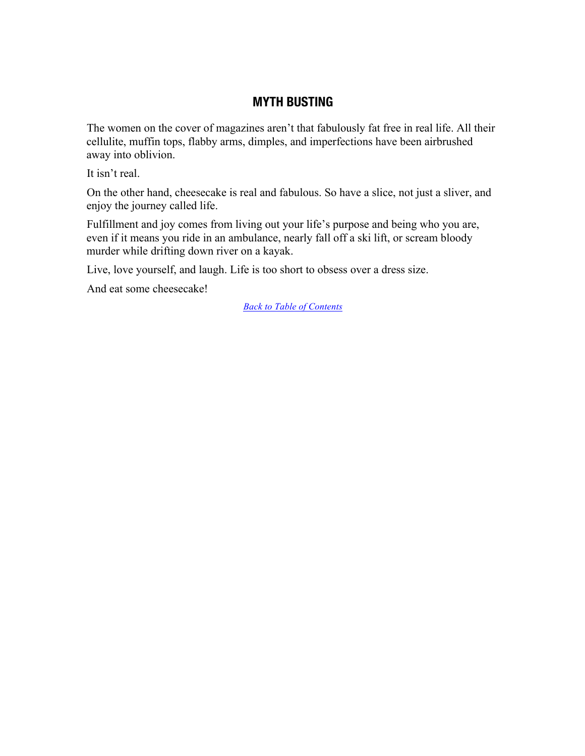## MYTH BUSTING

The women on the cover of magazines aren't that fabulously fat free in real life. All their cellulite, muffin tops, flabby arms, dimples, and imperfections have been airbrushed away into oblivion.

It isn't real.

On the other hand, cheesecake is real and fabulous. So have a slice, not just a sliver, and enjoy the journey called life.

Fulfillment and joy comes from living out your life's purpose and being who you are, even if it means you ride in an ambulance, nearly fall off a ski lift, or scream bloody murder while drifting down river on a kayak.

Live, love yourself, and laugh. Life is too short to obsess over a dress size.

And eat some cheesecake!

*Back to Table of Contents*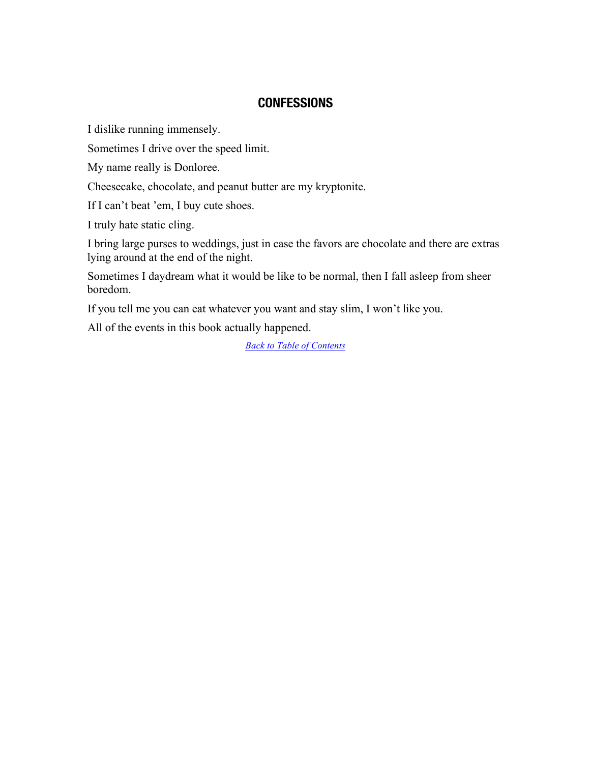## CONFESSIONS

I dislike running immensely.

Sometimes I drive over the speed limit.

My name really is Donloree.

Cheesecake, chocolate, and peanut butter are my kryptonite.

If I can't beat 'em, I buy cute shoes.

I truly hate static cling.

I bring large purses to weddings, just in case the favors are chocolate and there are extras lying around at the end of the night.

Sometimes I daydream what it would be like to be normal, then I fall asleep from sheer boredom.

If you tell me you can eat whatever you want and stay slim, I won't like you.

All of the events in this book actually happened.

*Back to Table of Contents*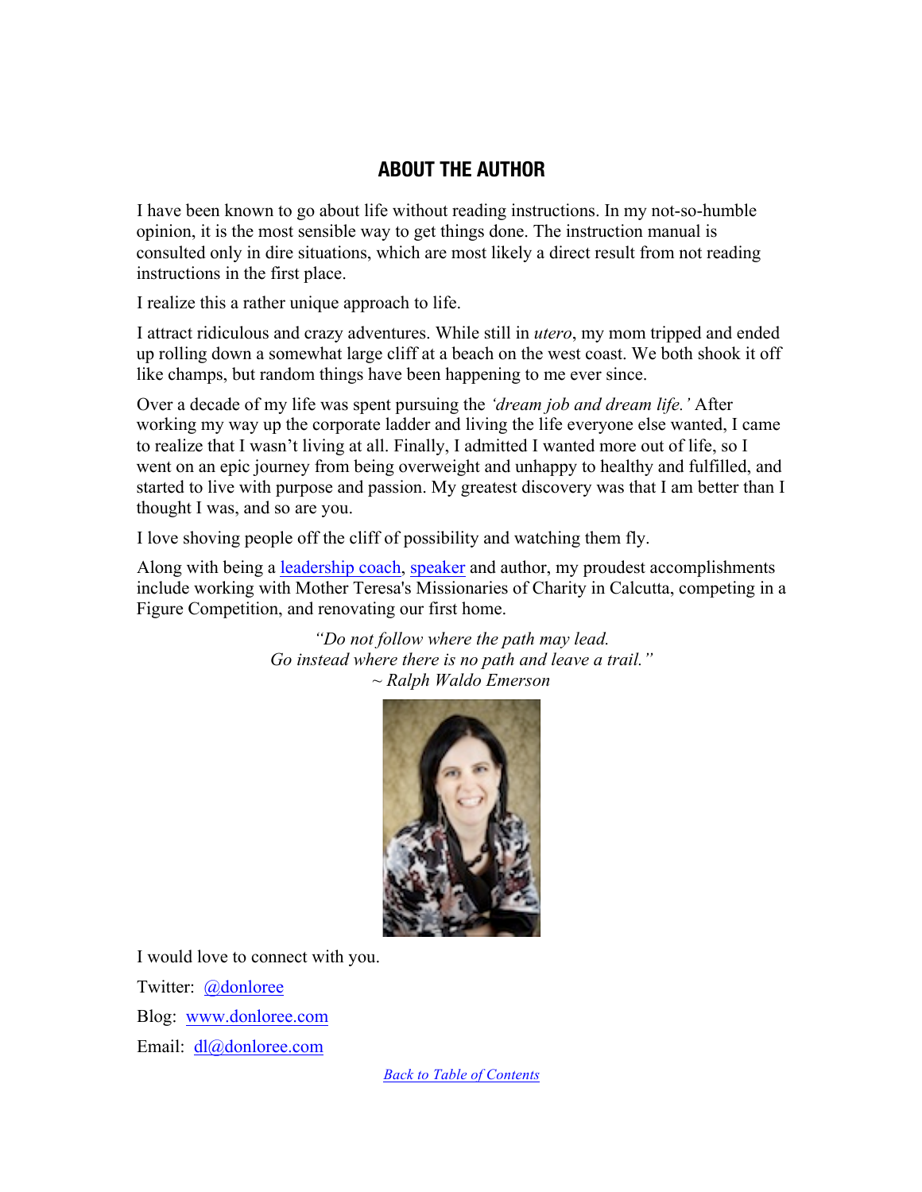## ABOUT THE AUTHOR

I have been known to go about life without reading instructions. In my not-so-humble opinion, it is the most sensible way to get things done. The instruction manual is consulted only in dire situations, which are most likely a direct result from not reading instructions in the first place.

I realize this a rather unique approach to life.

I attract ridiculous and crazy adventures. While still in *utero*, my mom tripped and ended up rolling down a somewhat large cliff at a beach on the west coast. We both shook it off like champs, but random things have been happening to me ever since.

Over a decade of my life was spent pursuing the *'dream job and dream life.'* After working my way up the corporate ladder and living the life everyone else wanted, I came to realize that I wasn't living at all. Finally, I admitted I wanted more out of life, so I went on an epic journey from being overweight and unhappy to healthy and fulfilled, and started to live with purpose and passion. My greatest discovery was that I am better than I thought I was, and so are you.

I love shoving people off the cliff of possibility and watching them fly.

Along with being a leadership coach, speaker and author, my proudest accomplishments include working with Mother Teresa's Missionaries of Charity in Calcutta, competing in a Figure Competition, and renovating our first home.

*"Do not follow where the path may lead.*
*Go instead where there is no path and leave a trail."*
*~ Ralph Waldo Emerson*

I would love to connect with you.

Twitter: @donloree

Blog: www.donloree.com

Email: dl@donloree.com

*Back to Table of Contents*